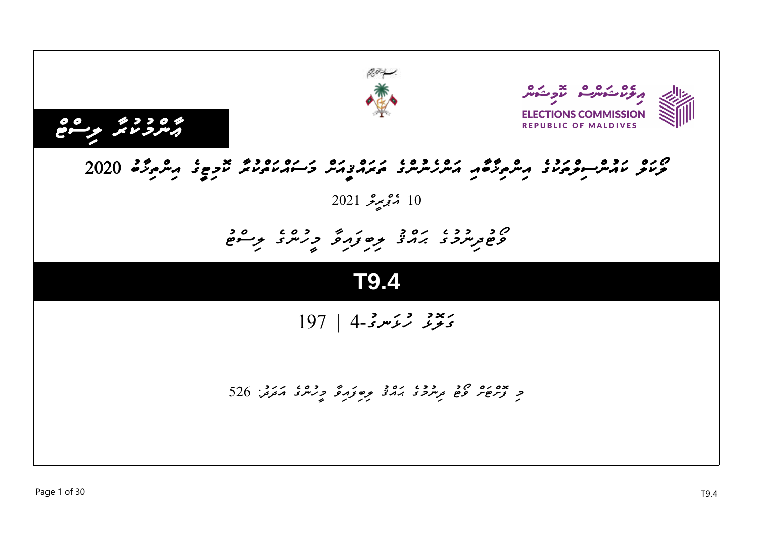އިލެކްޝަންސް ކޮމިޝަން

ELECTIONS COMMISSION
REPUBLIC OF MALDIVES

އަންހުމުކުރި ލިސްޓް

# ލޯކަލް ކައުންސިލްތަކުގެ އިންތިޚާބާއި އަންހެނުންގެ ތަރައްޤީއަށް މަސައްކަތްކުރާ ކޮމިޓީގެ އިންތިޚާބު 2020

10 އޭޕްރިލް 2021

ވޯޓުދިނުމުގެ ކޮށީ ފިހިފައިވާ މީހުންގެ ލިސްޓު

# T9.4

## ގދ. ހޯޑެއްދޫ-4 | 197

މި ފޯރމަށް ވޯޓު ދިނުމުގެ ކޮށީ ފިހިފައިވާ މީހުންގެ އަދަދު: 526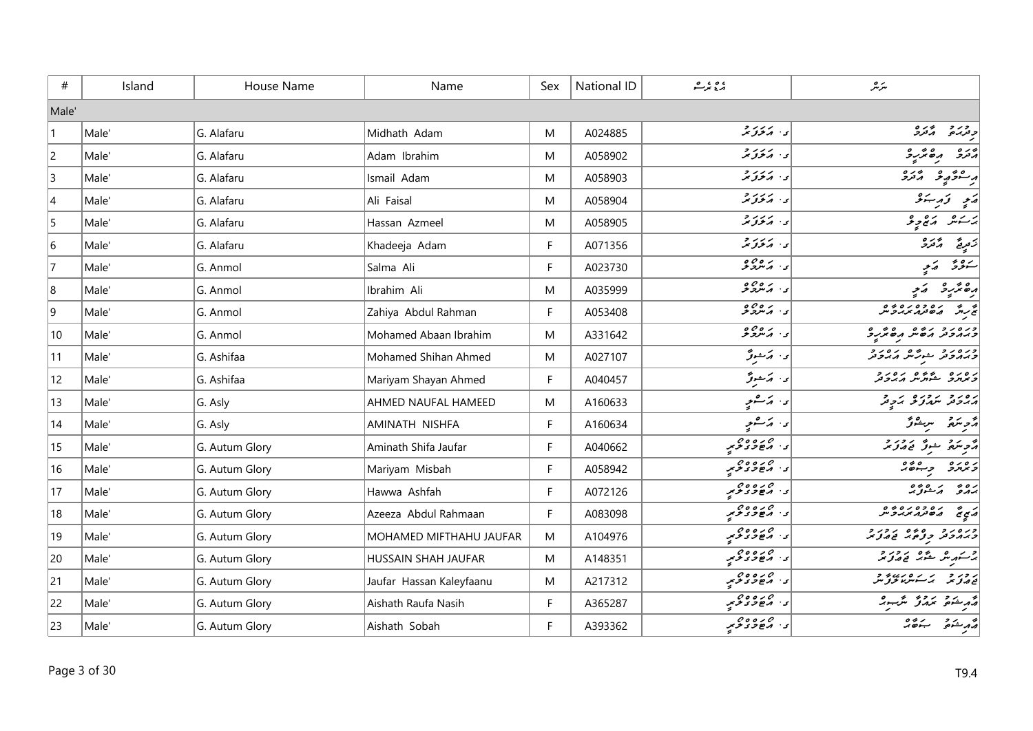| # | Island | House Name | Name | Sex | National ID | ގެއްގެ ނަން | ނަން |
|---|---|---|---|---|---|---|---|
| Male' | | | | | | | |
| 1 | Male' | G. Alafaru | Midhath Adam | M | A024885 | ގ. އަލަފަރު | މިދުހަތު އާދަމް |
| 2 | Male' | G. Alafaru | Adam Ibrahim | M | A058902 | ގ. އަލަފަރު | އާދަމް އިބްރާހީމް |
| 3 | Male' | G. Alafaru | Ismail Adam | M | A058903 | ގ. އަލަފަރު | އިސްމާޢީލް އާދަމް |
| 4 | Male' | G. Alafaru | Ali Faisal | M | A058904 | ގ. އަލަފަރު | އަލީ ފައިސަލް |
| 5 | Male' | G. Alafaru | Hassan Azmeel | M | A058905 | ގ. އަލަފަރު | ހަސަން އަޒްމީލް |
| 6 | Male' | G. Alafaru | Khadeeja Adam | F | A071356 | ގ. އަލަފަރު | ޚަދީޖާ އާދަމް |
| 7 | Male' | G. Anmol | Salma Ali | F | A023730 | ގ. އަންމޯލް | ސަލްމާ އަލީ |
| 8 | Male' | G. Anmol | Ibrahim Ali | M | A035999 | ގ. އަންމޯލް | އިބްރާހީމް އަލީ |
| 9 | Male' | G. Anmol | Zahiya Abdul Rahman | F | A053408 | ގ. އަންމޯލް | ޒާހިޔާ އަބްދުއްރަޙްމާން |
| 10 | Male' | G. Anmol | Mohamed Abaan Ibrahim | M | A331642 | ގ. އަންމޯލް | މުޙައްމަދު އަބާން އިބްރާހީމް |
| 11 | Male' | G. Ashifaa | Mohamed Shihan Ahmed | M | A027107 | ގ. އަޝިފާ | މުޙައްމަދު ޝިހާން އަޙްމަދު |
| 12 | Male' | G. Ashifaa | Mariyam Shayan Ahmed | F | A040457 | ގ. އަޝިފާ | މަރިޔަމް ޝާޔާން އަޙްމަދު |
| 13 | Male' | G. Asly | AHMED NAUFAL HAMEED | M | A160633 | ގ. އަސްލީ | އަޙްމަދު ނައުފަލް ހަމީދު |
| 14 | Male' | G. Asly | AMINATH NISHFA | F | A160634 | ގ. އަސްލީ | އާމިނަތު ނިޝްފާ |
| 15 | Male' | G. Autum Glory | Aminath Shifa Jaufar | F | A040662 | ގ. އޯޓަމްގްލޯރީ | އާމިނަތު ޝިފާ ޖައުފަރު |
| 16 | Male' | G. Autum Glory | Mariyam Misbah | F | A058942 | ގ. އޯޓަމްގްލޯރީ | މަރިޔަމް މިސްބާހު |
| 17 | Male' | G. Autum Glory | Hawwa Ashfah | F | A072126 | ގ. އޯޓަމްގްލޯރީ | ހައްވާ އަޝްފާހު |
| 18 | Male' | G. Autum Glory | Azeeza Abdul Rahmaan | F | A083098 | ގ. އޯޓަމްގްލޯރީ | އަޒީޒާ އަބްދުއްރަޙްމާން |
| 19 | Male' | G. Autum Glory | MOHAMED MIFTHAHU JAUFAR | M | A104976 | ގ. އޯޓަމްގްލޯރީ | މުޙައްމަދު މިފްތާހު ޖައުފަރު |
| 20 | Male' | G. Autum Glory | HUSSAIN SHAH JAUFAR | M | A148351 | ގ. އޯޓަމްގްލޯރީ | ހުސައިން ޝާހް ޖައުފަރު |
| 21 | Male' | G. Autum Glory | Jaufar Hassan Kaleyfaanu | M | A217312 | ގ. އޯޓަމްގްލޯރީ | ޖައުފަރު ހަސަންކަލޭފާނު |
| 22 | Male' | G. Autum Glory | Aishath Raufa Nasih | F | A365287 | ގ. އޯޓަމްގްލޯރީ | އާއިޝަތު ރައުފާ ނާސިހު |
| 23 | Male' | G. Autum Glory | Aishath Sobah | F | A393362 | ގ. އޯޓަމްގްލޯރީ | އާއިޝަތު ސަބާހު |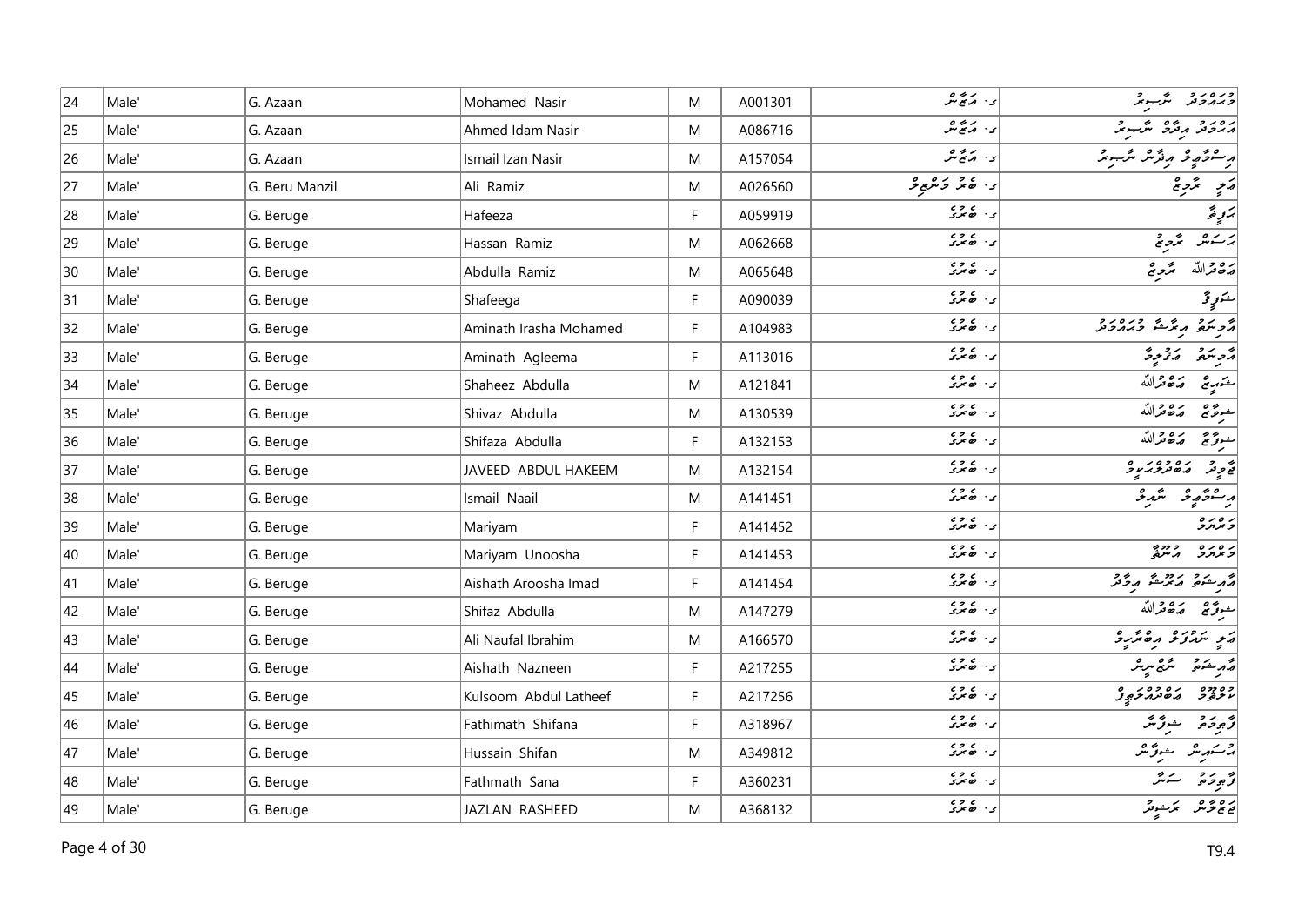| 24 | Male' | G. Azaan | Mohamed Nasir | M | A001301 | ގ. އަޒާން | މުހައްމަދު ނާސިރު |
|---|---|---|---|---|---|---|---|
| 25 | Male' | G. Azaan | Ahmed Idam Nasir | M | A086716 | ގ. އަޒާން | އަހްމަދު އިދާމް ނާސިރު |
| 26 | Male' | G. Azaan | Ismail Izan Nasir | M | A157054 | ގ. އަޒާން | އިސްމާޢީލް އިޒާން ނާސިރު |
| 27 | Male' | G. Beru Manzil | Ali Ramiz | M | A026560 | ގ. ބެރު މަންޒިލް | އަލި ރާމިޒް |
| 28 | Male' | G. Beruge | Hafeeza | F | A059919 | ގ. ބެރުގެ | ހަފީޒާ |
| 29 | Male' | G. Beruge | Hassan Ramiz | M | A062668 | ގ. ބެރުގެ | ހަސަން ރާމިޒް |
| 30 | Male' | G. Beruge | Abdulla Ramiz | M | A065648 | ގ. ބެރުގެ | އަބްދުﷲ ރާމިޒް |
| 31 | Male' | G. Beruge | Shafeega | F | A090039 | ގ. ބެރުގެ | ޝަފީގާ |
| 32 | Male' | G. Beruge | Aminath Irasha Mohamed | F | A104983 | ގ. ބެރުގެ | އާމިނަތު އިރާޝާ މުހައްމަދު |
| 33 | Male' | G. Beruge | Aminath Agleema | F | A113016 | ގ. ބެރުގެ | އާމިނަތު އަގްލީމާ |
| 34 | Male' | G. Beruge | Shaheez Abdulla | M | A121841 | ގ. ބެރުގެ | ޝަހީޒް އަބްދުﷲ |
| 35 | Male' | G. Beruge | Shivaz Abdulla | M | A130539 | ގ. ބެރުގެ | ޝިވާޒް އަބްދުﷲ |
| 36 | Male' | G. Beruge | Shifaza Abdulla | F | A132153 | ގ. ބެރުގެ | ޝިފާޒާ އަބްދުﷲ |
| 37 | Male' | G. Beruge | JAVEED ABDUL HAKEEM | M | A132154 | ގ. ބެރުގެ | ޖާވީދު އަބްދުލްހަކީމް |
| 38 | Male' | G. Beruge | Ismail Naail | M | A141451 | ގ. ބެރުގެ | އިސްމާޢީލް ނާއިލް |
| 39 | Male' | G. Beruge | Mariyam | F | A141452 | ގ. ބެރުގެ | މަރިޔަމް |
| 40 | Male' | G. Beruge | Mariyam Unoosha | F | A141453 | ގ. ބެރުގެ | މަރިޔަމް އުނޫޝާ |
| 41 | Male' | G. Beruge | Aishath Aroosha Imad | F | A141454 | ގ. ބެރުގެ | އާއިޝަތު އަރޫޝާ އިމާދު |
| 42 | Male' | G. Beruge | Shifaz Abdulla | M | A147279 | ގ. ބެރުގެ | ޝިފާޒް އަބްދުﷲ |
| 43 | Male' | G. Beruge | Ali Naufal Ibrahim | M | A166570 | ގ. ބެރުގެ | އަލި ނައުފަލް އިބްރާހީމް |
| 44 | Male' | G. Beruge | Aishath Nazneen | F | A217255 | ގ. ބެރުގެ | އާއިޝަތު ނާޒްނީން |
| 45 | Male' | G. Beruge | Kulsoom Abdul Latheef | F | A217256 | ގ. ބެރުގެ | ކުލްސޫމް އަބްދުއްލަތީފް |
| 46 | Male' | G. Beruge | Fathimath Shifana | F | A318967 | ގ. ބެރުގެ | ފާތިމަތު ޝިފާނާ |
| 47 | Male' | G. Beruge | Hussain Shifan | M | A349812 | ގ. ބެރުގެ | ހުސައިން ޝިފާން |
| 48 | Male' | G. Beruge | Fathmath Sana | F | A360231 | ގ. ބެރުގެ | ފާތިމަތު ސަނާ |
| 49 | Male' | G. Beruge | JAZLAN RASHEED | M | A368132 | ގ. ބެރުގެ | ޖަޒްލާން ރަޝީދު |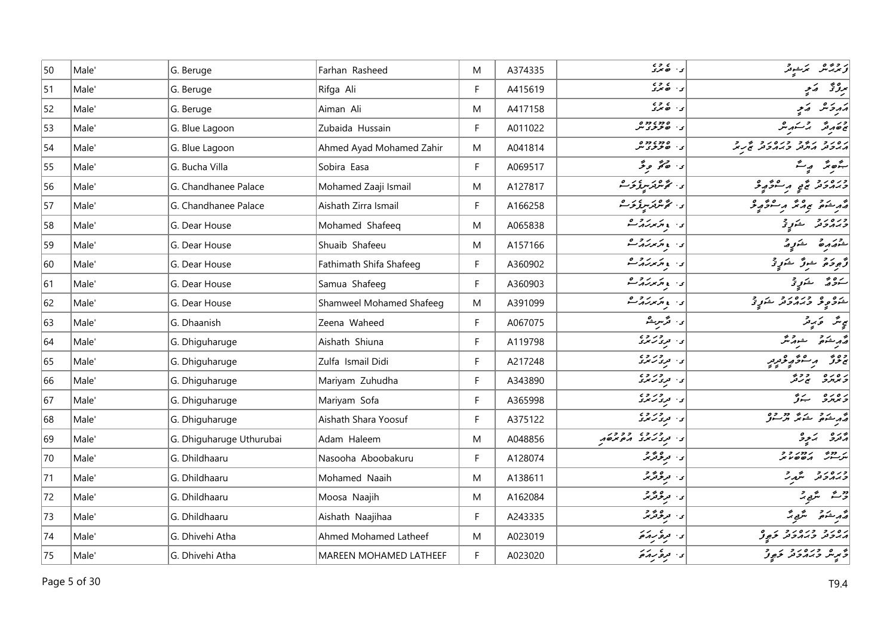| 50 | Male' | G. Beruge | Farhan Rasheed | M | A374335 | ގ. ބެރުގެ | ފަރުހާން ރަޝީދު |
|---|---|---|---|---|---|---|---|
| 51 | Male' | G. Beruge | Rifga Ali | F | A415619 | ގ. ބެރުގެ | ރިފްގާ ޢަލީ |
| 52 | Male' | G. Beruge | Aiman Ali | M | A417158 | ގ. ބެރުގެ | އައިމަން ޢަލީ |
| 53 | Male' | G. Blue Lagoon | Zubaida Hussain | F | A011022 | ގ. ބްލޫލެގޫން | ޒުބައިދާ ހުސައިން |
| 54 | Male' | G. Blue Lagoon | Ahmed Ayad Mohamed Zahir | M | A041814 | ގ. ބްލޫލެގޫން | އަހުމަދު އަޔާދު މުހައްމަދު ޒާހިރު |
| 55 | Male' | G. Bucha Villa | Sobira Easa | F | A069517 | ގ. ބުޗާ ވިލާ | ޞާބިރާ ޢީސާ |
| 56 | Male' | G. Chandhanee Palace | Mohamed Zaaji Ismail | M | A127817 | ގ. ޗަންދަނީޕެލަސް | މުޙައްމަދު ޒާޖީ އިސްމާޢިލް |
| 57 | Male' | G. Chandhanee Palace | Aishath Zirra Ismail | F | A166258 | ގ. ޗަންދަނީޕެލަސް | އައިށަތު ޒިއްރާ އިސްމާޢިލް |
| 58 | Male' | G. Dear House | Mohamed Shafeeq | M | A065838 | ގ. ޑިއަރހައުސް | މުޙައްމަދު ޝަފީޤު |
| 59 | Male' | G. Dear House | Shuaib Shafeeu | M | A157166 | ގ. ޑިއަރހައުސް | ޝުޢައިބު ޝަފީޢު |
| 60 | Male' | G. Dear House | Fathimath Shifa Shafeeg | F | A360902 | ގ. ޑިއަރހައުސް | ފާތިމަތު ޝިފާ ޝަފީގު |
| 61 | Male' | G. Dear House | Samua Shafeeg | F | A360903 | ގ. ޑިއަރހައުސް | ސަމްޢާ ޝަފީގު |
| 62 | Male' | G. Dear House | Shamweel Mohamed Shafeeg | M | A391099 | ގ. ޑިއަރހައުސް | ޝަމްވީލް މުޙައްމަދު ޝަފީގު |
| 63 | Male' | G. Dhaanish | Zeena Waheed | F | A067075 | ގ. ދާނިޝް | ޒީނާ ވަޙީދު |
| 64 | Male' | G. Dhiguharuge | Aishath Shiuna | F | A119798 | ގ. ދިގުހަރުގެ | އައިށަތު ޝިއުނާ |
| 65 | Male' | G. Dhiguharuge | Zulfa Ismail Didi | F | A217248 | ގ. ދިގުހަރުގެ | ޒުލްފާ އިސްމާޢިލްދީދީ |
| 66 | Male' | G. Dhiguharuge | Mariyam Zuhudha | F | A343890 | ގ. ދިގުހަރުގެ | މަރިޔަމް ޒުހުދާ |
| 67 | Male' | G. Dhiguharuge | Mariyam Sofa | F | A365998 | ގ. ދިގުހަރުގެ | މަރިޔަމް ސަފާ |
| 68 | Male' | G. Dhiguharuge | Aishath Shara Yoosuf | F | A375122 | ގ. ދިގުހަރުގެ | އައިށަތު ޝަރާ ޔޫސުފް |
| 69 | Male' | G. Dhiguharuge Uthurubai | Adam Haleem | M | A048856 | ގ. ދިގުހަރުގެ އުތުރުބައި | އާދަމް ހަލީމް |
| 70 | Male' | G. Dhildhaaru | Nasooha Aboobakuru | F | A128074 | ގ. ދިލްދާރު | ނަސޫޙާ އަބޫބަކުރު |
| 71 | Male' | G. Dhildhaaru | Mohamed Naaih | M | A138611 | ގ. ދިލްދާރު | މުޙައްމަދު ނާއިހު |
| 72 | Male' | G. Dhildhaaru | Moosa Naajih | M | A162084 | ގ. ދިލްދާރު | މޫސާ ނާޖިހު |
| 73 | Male' | G. Dhildhaaru | Aishath Naajihaa | F | A243335 | ގ. ދިލްދާރު | އައިށަތު ނާޖިހާ |
| 74 | Male' | G. Dhivehi Atha | Ahmed Mohamed Latheef | M | A023019 | ގ. ދިވެހިއަތަ | އަޙްމަދު މުޙައްމަދު ލަޠީފު |
| 75 | Male' | G. Dhivehi Atha | MAREEN MOHAMED LATHEEF | F | A023020 | ގ. ދިވެހިއަތަ | މާރީން މުޙައްމަދު ލަޠީފު |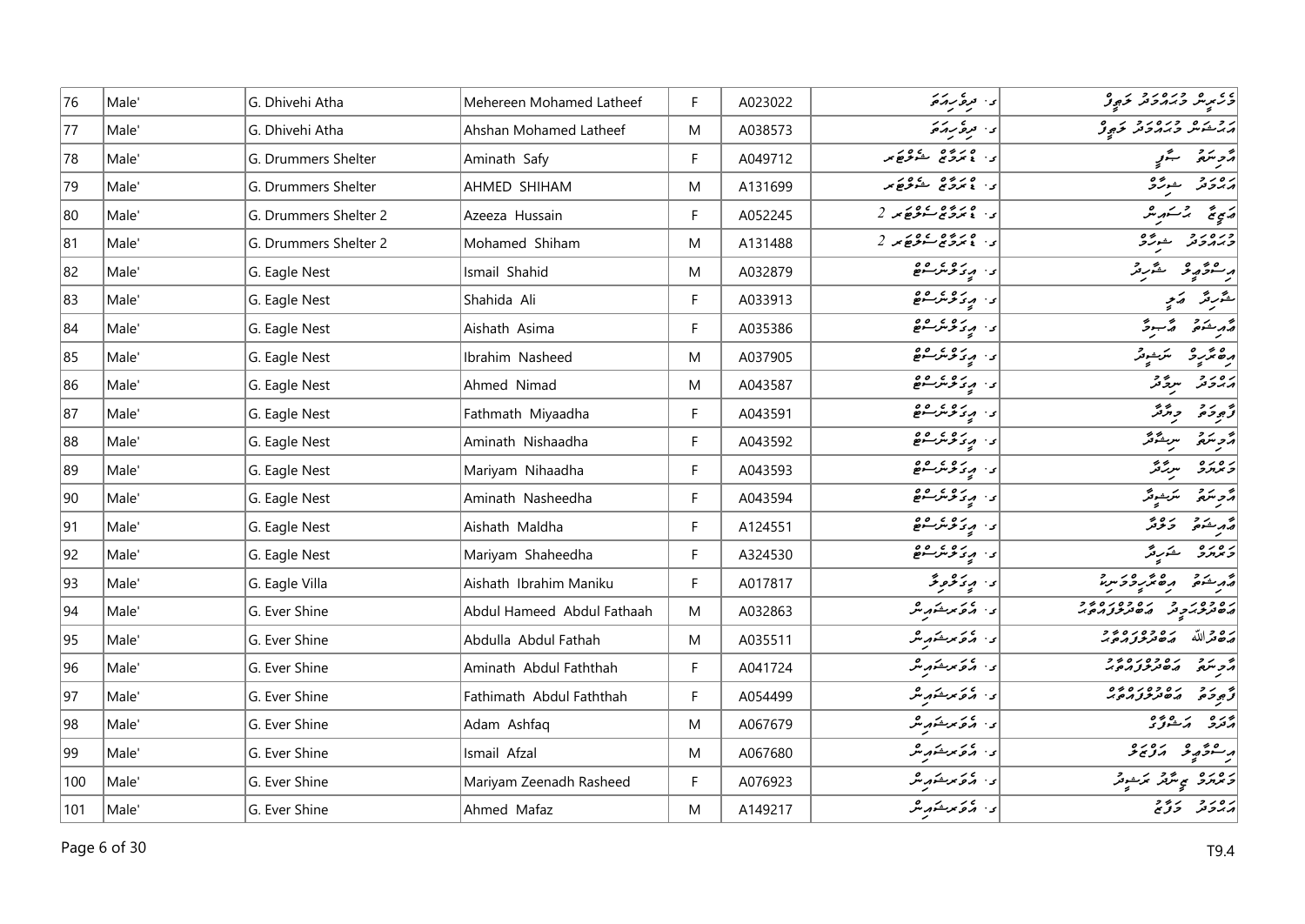| 76 | Male' | G. Dhivehi Atha | Mehereen Mohamed Latheef | F | A023022 | ގ. ދިވެހިއަތަ | މެހެރީން މުހައްމަދު ލަތީފް |
|---|---|---|---|---|---|---|---|
| 77 | Male' | G. Dhivehi Atha | Ahshan Mohamed Latheef | M | A038573 | ގ. ދިވެހިއަތަ | އަޙްސަން މުހައްމަދު ލަތީފް |
| 78 | Male' | G. Drummers Shelter | Aminath Safy | F | A049712 | ގ. ޑްރަމަރސް ޝެލްޓަރ | އާމިނަތު ސާފީ |
| 79 | Male' | G. Drummers Shelter | AHMED SHIHAM | M | A131699 | ގ. ޑްރަމަރސް ޝެލްޓަރ | އަހުމަދު ޝިހާމް |
| 80 | Male' | G. Drummers Shelter 2 | Azeeza Hussain | F | A052245 | ގ. ޑްރަމަރސްޝެލްޓަރ 2 | ޢަޒީޒާ ހުސައިން |
| 81 | Male' | G. Drummers Shelter 2 | Mohamed Shiham | M | A131488 | ގ. ޑްރަމަރސްޝެލްޓަރ 2 | މުހައްމަދު ޝިހާމް |
| 82 | Male' | G. Eagle Nest | Ismail Shahid | M | A032879 | ގ. އީގަލްނެސްޓް | އިސްމާޢިލް ޝާހިދު |
| 83 | Male' | G. Eagle Nest | Shahida Ali | F | A033913 | ގ. އީގަލްނެސްޓް | ޝާހިދާ ޢަލީ |
| 84 | Male' | G. Eagle Nest | Aishath Asima | F | A035386 | ގ. އީގަލްނެސްޓް | ޢާއިޝަތު އާސިމާ |
| 85 | Male' | G. Eagle Nest | Ibrahim Nasheed | M | A037905 | ގ. އީގަލްނެސްޓް | އިބްރާހީމް ނަޝީދު |
| 86 | Male' | G. Eagle Nest | Ahmed Nimad | M | A043587 | ގ. އީގަލްނެސްޓް | އަހުމަދު ނިމާދު |
| 87 | Male' | G. Eagle Nest | Fathmath Miyaadha | F | A043591 | ގ. އީގަލްނެސްޓް | ފާތިމަތު މިޔާދާ |
| 88 | Male' | G. Eagle Nest | Aminath Nishaadha | F | A043592 | ގ. އީގަލްނެސްޓް | އާމިނަތު ނިޝާދާ |
| 89 | Male' | G. Eagle Nest | Mariyam Nihaadha | F | A043593 | ގ. އީގަލްނެސްޓް | މަރިޔަމް ނިހާދާ |
| 90 | Male' | G. Eagle Nest | Aminath Nasheedha | F | A043594 | ގ. އީގަލްނެސްޓް | އާމިނަތު ނަޝީދާ |
| 91 | Male' | G. Eagle Nest | Aishath Maldha | F | A124551 | ގ. އީގަލްނެސްޓް | ޢާއިޝަތު މަލްދާ |
| 92 | Male' | G. Eagle Nest | Mariyam Shaheedha | F | A324530 | ގ. އީގަލްނެސްޓް | މަރިޔަމް ޝަހީދާ |
| 93 | Male' | G. Eagle Villa | Aishath Ibrahim Maniku | F | A017817 | ގ. އީގަލްވިލާ | ޢާއިޝަތު އިބްރާހީމްމަނިކު |
| 94 | Male' | G. Ever Shine | Abdul Hameed Abdul Fathaah | M | A032863 | ގ. އެވަރޝައިން | ޢަބްދުލްޙަމީދު ޢަބްދުލްފައްތާޙް |
| 95 | Male' | G. Ever Shine | Abdulla Abdul Fathah | M | A035511 | ގ. އެވަރޝައިން | ޢަބްދުﷲ ޢަބްދުލްފައްތާޙް |
| 96 | Male' | G. Ever Shine | Aminath Abdul Faththah | F | A041724 | ގ. އެވަރޝައިން | އާމިނަތު ޢަބްދުލްފައްތާޙް |
| 97 | Male' | G. Ever Shine | Fathimath Abdul Faththah | F | A054499 | ގ. އެވަރޝައިން | ފާތިމަތު ޢަބްދުލްފައްތާޙް |
| 98 | Male' | G. Ever Shine | Adam Ashfaq | M | A067679 | ގ. އެވަރޝައިން | އާދަމް އަޝްފާޤް |
| 99 | Male' | G. Ever Shine | Ismail Afzal | M | A067680 | ގ. އެވަރޝައިން | އިސްމާޢިލް އަފްޒަލް |
| 100 | Male' | G. Ever Shine | Mariyam Zeenadh Rasheed | F | A076923 | ގ. އެވަރޝައިން | މަރިޔަމް ޒީނާދު ރަޝީދު |
| 101 | Male' | G. Ever Shine | Ahmed Mafaz | M | A149217 | ގ. އެވަރޝައިން | އަހުމަދު މަފާޒު |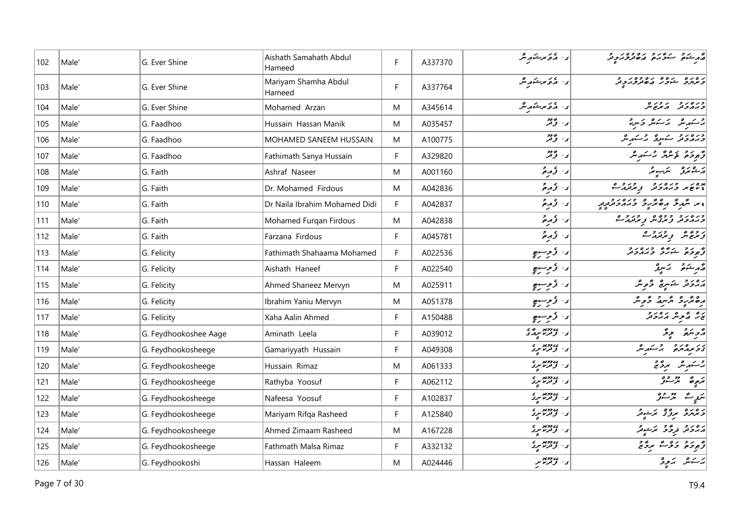| 102 | Male' | G. Ever Shine | Aishath Samahath Abdul Hameed | F | A337370 | ގ. އެވަރޝައިން | އާއިޝަތު ސަމާހަތު އަބްދުލްހަމީދު |
|---|---|---|---|---|---|---|---|
| 103 | Male' | G. Ever Shine | Mariyam Shamha Abdul Hameed | F | A337764 | ގ. އެވަރޝައިން | މަރިޔަމް ޝަމްހާ އަބްދުލްހަމީދު |
| 104 | Male' | G. Ever Shine | Mohamed Arzan | M | A345614 | ގ. އެވަރޝައިން | މުޙައްމަދު އަރުޒާން |
| 105 | Male' | G. Faadhoo | Hussain Hassan Manik | M | A035457 | ގ. ފާދޫ | ޙުސައިން ޙަސަން މަނިކު |
| 106 | Male' | G. Faadhoo | MOHAMED SANEEM HUSSAIN | M | A100775 | ގ. ފާދޫ | މުޙައްމަދު ސަނީމް ޙުސައިން |
| 107 | Male' | G. Faadhoo | Fathimath Sanya Hussain | F | A329820 | ގ. ފާދޫ | ފާތިމަތު ސަންޔާ ޙުސައިން |
| 108 | Male' | G. Faith | Ashraf Naseer | M | A001160 | ގ. ފެއިތު | އަޝްރަފް ނަސީރު |
| 109 | Male' | G. Faith | Dr. Mohamed Firdous | M | A042836 | ގ. ފެއިތު | ޑޮކްޓަރ މުޙައްމަދު ފިރުދައުސް |
| 110 | Male' | G. Faith | Dr Naila Ibrahim Mohamed Didi | F | A042837 | ގ. ފެއިތު | ޑރ ނާއިލާ އިބްރާހީމް މުޙައްމަދުދީދީ |
| 111 | Male' | G. Faith | Mohamed Furqan Firdous | M | A042838 | ގ. ފެއިތު | މުޙައްމަދު ފުރުޤާން ފިރުދައުސް |
| 112 | Male' | G. Faith | Farzana Firdous | F | A045781 | ގ. ފެއިތު | ފަރުޒާނާ ފިރުދައުސް |
| 113 | Male' | G. Felicity | Fathimath Shahaama Mohamed | F | A022536 | ގ. ފެލިސިޓީ | ފާތިމަތު ޝަހާމާ މުޙައްމަދު |
| 114 | Male' | G. Felicity | Aishath Haneef | F | A022540 | ގ. ފެލިސިޓީ | އާއިޝަތު ހަނީފު |
| 115 | Male' | G. Felicity | Ahmed Shaneez Mervyn | M | A025911 | ގ. ފެލިސިޓީ | އަޙްމަދު ޝަނީޒް މާވިން |
| 116 | Male' | G. Felicity | Ibrahim Yaniu Mervyn | M | A051378 | ގ. ފެލިސިޓީ | އިބްރާހީމް ޔާނިއު މާވިން |
| 117 | Male' | G. Felicity | Xaha Aalin Ahmed | F | A150488 | ގ. ފެލިސިޓީ | ޒަހާ އާލިން އަޙްމަދު |
| 118 | Male' | G. Feydhookoshee Aage | Aminath Leela | F | A039012 | ގ. ފޭދޫކޮށީއާގެ | އާމިނަތު ލީލާ |
| 119 | Male' | G. Feydhookosheege | Gamariyyath Hussain | F | A049308 | ގ. ފޭދޫކޮށީގެ | ގަމަރިއްޔަތު ޙުސައިން |
| 120 | Male' | G. Feydhookosheege | Hussain Rimaz | M | A061333 | ގ. ފޭދޫކޮށީގެ | ޙުސައިން ރިމާޒް |
| 121 | Male' | G. Feydhookosheege | Rathyba Yoosuf | F | A062112 | ގ. ފޭދޫކޮށީގެ | ރަތީބާ ޔޫސުފް |
| 122 | Male' | G. Feydhookosheege | Nafeesa Yoosuf | F | A102837 | ގ. ފޭދޫކޮށީގެ | ނަފީސާ ޔޫސުފް |
| 123 | Male' | G. Feydhookosheege | Mariyam Rifqa Rasheed | F | A125840 | ގ. ފޭދޫކޮށީގެ | މަރިޔަމް ރިފްޤާ ރަޝީދު |
| 124 | Male' | G. Feydhookosheege | Ahmed Zimaam Rasheed | M | A167228 | ގ. ފޭދޫކޮށީގެ | އަޙްމަދު ޒިމާމް ރަޝީދު |
| 125 | Male' | G. Feydhookosheege | Fathmath Malsa Rimaz | F | A332132 | ގ. ފޭދޫކޮށީގެ | ފާތިމަތު މަލްސާ ރިމާޒް |
| 126 | Male' | G. Feydhookoshi | Hassan Haleem | M | A024446 | ގ. ފޭދޫކޮށި | ޙަސަން ޙަލީމް |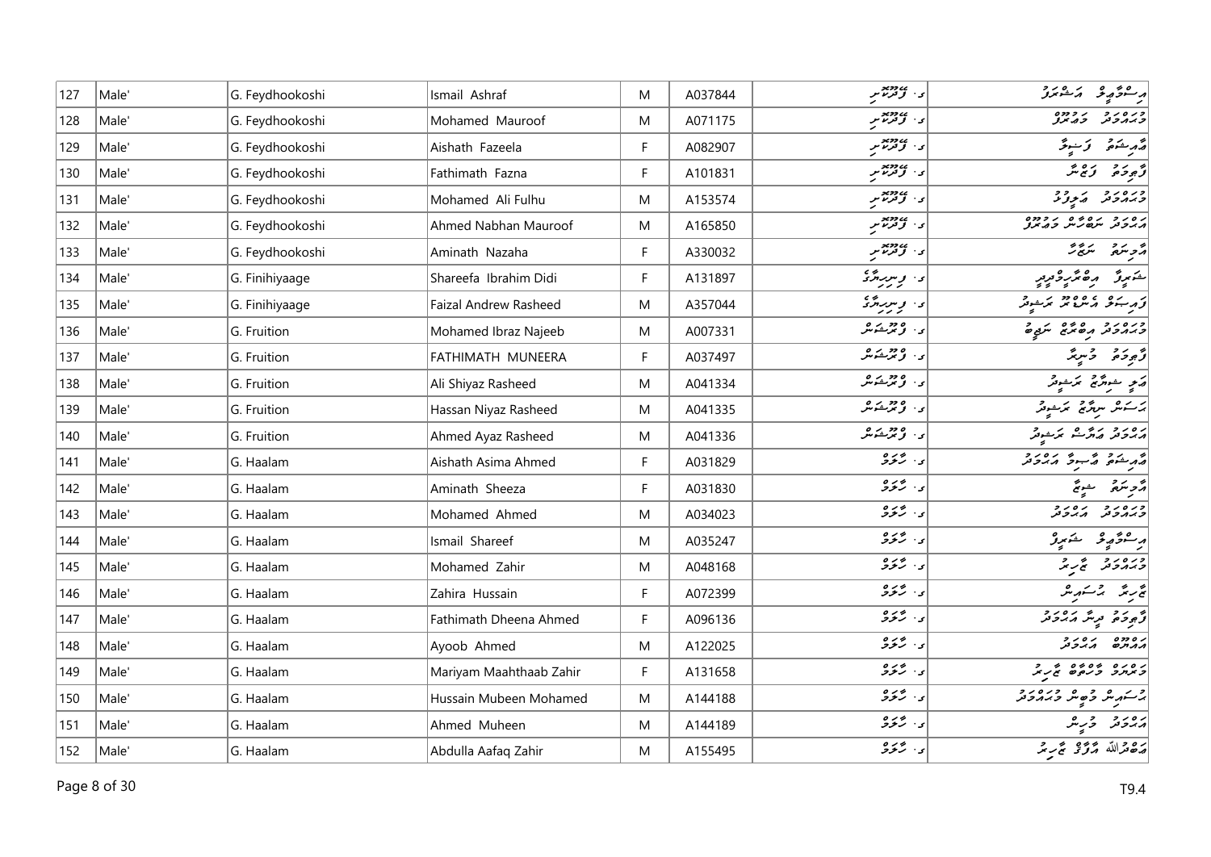| 127 | Male' | G. Feydhookoshi | Ismail Ashraf | M | A037844 | ގ. ފޭދޫކޮޝި | އިސްމާއިލް އަޝްރަފް |
|---|---|---|---|---|---|---|---|
| 128 | Male' | G. Feydhookoshi | Mohamed Mauroof | M | A071175 | ގ. ފޭދޫކޮޝި | މުޙައްމަދު މައުރޫފް |
| 129 | Male' | G. Feydhookoshi | Aishath Fazeela | F | A082907 | ގ. ފޭދޫކޮޝި | އާއިޝަތު ފަޒީލާ |
| 130 | Male' | G. Feydhookoshi | Fathimath Fazna | F | A101831 | ގ. ފޭދޫކޮޝި | ފާތިމަތު ފަޒްނާ |
| 131 | Male' | G. Feydhookoshi | Mohamed Ali Fulhu | M | A153574 | ގ. ފޭދޫކޮޝި | މުޙައްމަދު އަލިފުޅު |
| 132 | Male' | G. Feydhookoshi | Ahmed Nabhan Mauroof | M | A165850 | ގ. ފޭދޫކޮޝި | އަޙްމަދު ނަބްހާން މައުރޫފް |
| 133 | Male' | G. Feydhookoshi | Aminath Nazaha | F | A330032 | ގ. ފޭދޫކޮޝި | އާމިނަތު ނަޒާހާ |
| 134 | Male' | G. Finihiyaage | Shareefa Ibrahim Didi | F | A131897 | ގ. ފިނިހިޔާގެ | ޝަރީފާ އިބްރާހީމްދީދީ |
| 135 | Male' | G. Finihiyaage | Faizal Andrew Rasheed | M | A357044 | ގ. ފިނިހިޔާގެ | ފައިސަލް އެންޑްރޫ ރަޝީދު |
| 136 | Male' | G. Fruition | Mohamed Ibraz Najeeb | M | A007331 | ގ. ފްރޫޝަން | މުޙައްމަދު އިބްރާޒް ނަޖީބު |
| 137 | Male' | G. Fruition | FATHIMATH MUNEERA | F | A037497 | ގ. ފްރޫޝަން | ފާތިމަތު މުނީރާ |
| 138 | Male' | G. Fruition | Ali Shiyaz Rasheed | M | A041334 | ގ. ފްރޫޝަން | އަލި ޝިޔާޒު ރަޝީދު |
| 139 | Male' | G. Fruition | Hassan Niyaz Rasheed | M | A041335 | ގ. ފްރޫޝަން | ހަސަން ނިޔާޒު ރަޝީދު |
| 140 | Male' | G. Fruition | Ahmed Ayaz Rasheed | M | A041336 | ގ. ފްރޫޝަން | އަޙްމަދު އަޔާޒް ރަޝީދު |
| 141 | Male' | G. Haalam | Aishath Asima Ahmed | F | A031829 | ގ. ހާލަމް | އާއިޝަތު އާސިމާ އަޙްމަދު |
| 142 | Male' | G. Haalam | Aminath Sheeza | F | A031830 | ގ. ހާލަމް | އާމިނަތު ޝީޒާ |
| 143 | Male' | G. Haalam | Mohamed Ahmed | M | A034023 | ގ. ހާލަމް | މުޙައްމަދު އަޙްމަދު |
| 144 | Male' | G. Haalam | Ismail Shareef | M | A035247 | ގ. ހާލަމް | އިސްމާއިލް ޝަރީފް |
| 145 | Male' | G. Haalam | Mohamed Zahir | M | A048168 | ގ. ހާލަމް | މުޙައްމަދު ޒާހިރު |
| 146 | Male' | G. Haalam | Zahira Hussain | F | A072399 | ގ. ހާލަމް | ޒާހިރާ ހުސައިން |
| 147 | Male' | G. Haalam | Fathimath Dheena Ahmed | F | A096136 | ގ. ހާލަމް | ފާތިމަތު ދީނާ އަޙްމަދު |
| 148 | Male' | G. Haalam | Ayoob Ahmed | M | A122025 | ގ. ހާލަމް | އައްޔޫބް އަޙްމަދު |
| 149 | Male' | G. Haalam | Mariyam Maahthaab Zahir | F | A131658 | ގ. ހާލަމް | މަރިޔަމް މާހްތާބް ޒާހިރު |
| 150 | Male' | G. Haalam | Hussain Mubeen Mohamed | M | A144188 | ގ. ހާލަމް | ހުސައިން މުބީން މުޙައްމަދު |
| 151 | Male' | G. Haalam | Ahmed Muheen | M | A144189 | ގ. ހާލަމް | އަޙްމަދު މުހީން |
| 152 | Male' | G. Haalam | Abdulla Aafaq Zahir | M | A155495 | ގ. ހާލަމް | އަބްދުﷲ އާފާގު ޒާހިރު |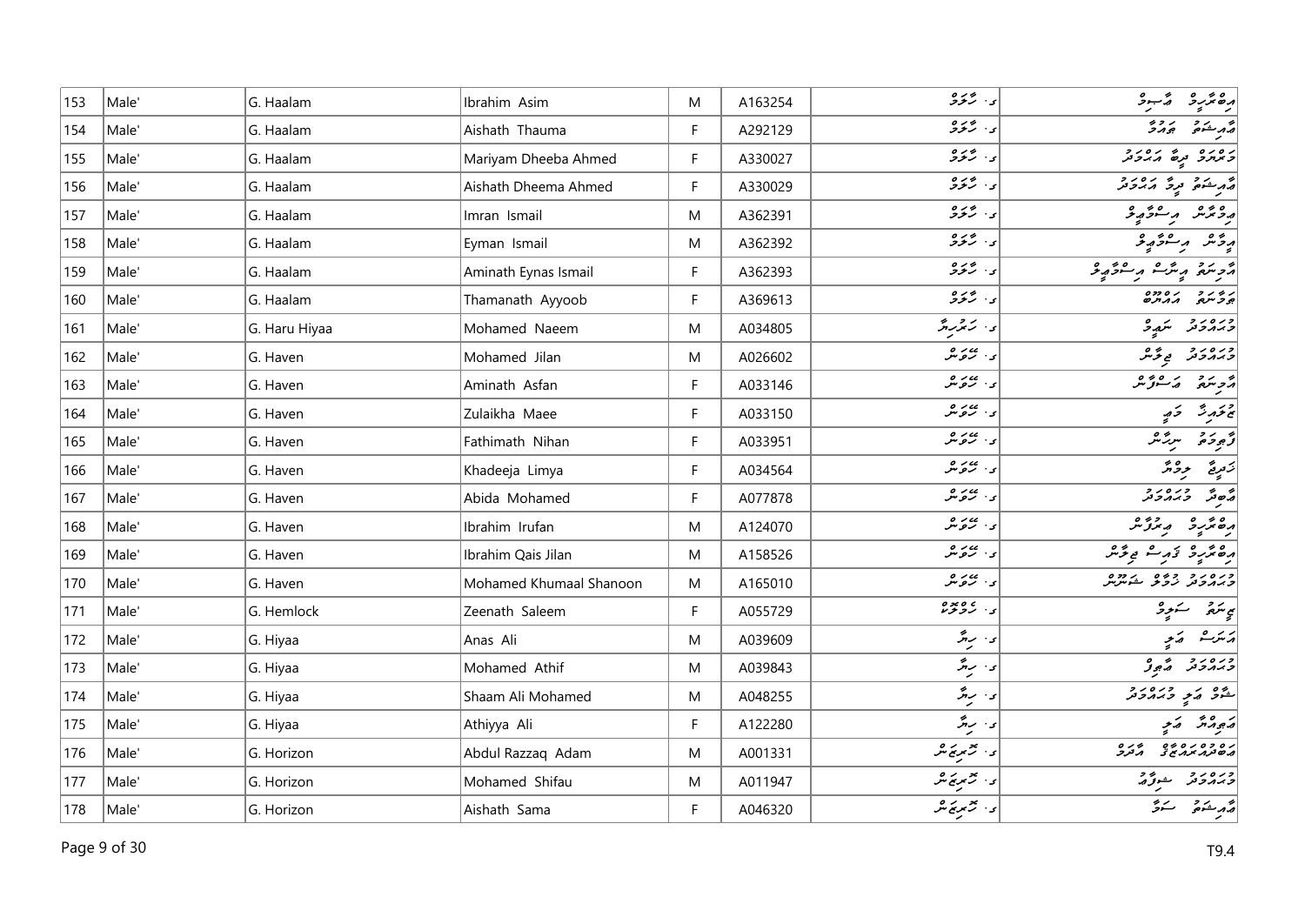| 153 | Male' | G. Haalam | Ibrahim Asim | M | A163254 | ގ. ހާލަމް | އިބްރާހީމް އާސިމް |
|---|---|---|---|---|---|---|---|
| 154 | Male' | G. Haalam | Aishath Thauma | F | A292129 | ގ. ހާލަމް | އައިޝަތު ތައުމާ |
| 155 | Male' | G. Haalam | Mariyam Dheeba Ahmed | F | A330027 | ގ. ހާލަމް | މަރިޔަމް ދީބާ އަޙްމަދު |
| 156 | Male' | G. Haalam | Aishath Dheema Ahmed | F | A330029 | ގ. ހާލަމް | އައިޝަތު ދީމާ އަޙްމަދު |
| 157 | Male' | G. Haalam | Imran Ismail | M | A362391 | ގ. ހާލަމް | އިމްރާން އިސްމާޢީލް |
| 158 | Male' | G. Haalam | Eyman Ismail | M | A362392 | ގ. ހާލަމް | އީމާން އިސްމާޢީލް |
| 159 | Male' | G. Haalam | Aminath Eynas Ismail | F | A362393 | ގ. ހާލަމް | އާމިނަތު އީނާސް އިސްމާޢީލް |
| 160 | Male' | G. Haalam | Thamanath Ayyoob | F | A369613 | ގ. ހާލަމް | ތަމަނަތު އައްޔޫބް |
| 161 | Male' | G. Haru Hiyaa | Mohamed Naeem | M | A034805 | ގ. ހަރުހިޔާ | މުޙައްމަދު ނަޢީމް |
| 162 | Male' | G. Haven | Mohamed Jilan | M | A026602 | ގ. ހޭވަން | މުޙައްމަދު ޖީލާން |
| 163 | Male' | G. Haven | Aminath Asfan | F | A033146 | ގ. ހޭވަން | އާމިނަތު އަސްފާން |
| 164 | Male' | G. Haven | Zulaikha Maee | F | A033150 | ގ. ހޭވަން | ޒުލައިޚާ މައީ |
| 165 | Male' | G. Haven | Fathimath Nihan | F | A033951 | ގ. ހޭވަން | ފާތިމަތު ނިހާން |
| 166 | Male' | G. Haven | Khadeeja Limya | F | A034564 | ގ. ހޭވަން | ޚަދީޖާ ލިމްޔާ |
| 167 | Male' | G. Haven | Abida Mohamed | F | A077878 | ގ. ހޭވަން | އާބިދާ މުޙައްމަދު |
| 168 | Male' | G. Haven | Ibrahim Irufan | M | A124070 | ގ. ހޭވަން | އިބްރާހީމް އިރުފާން |
| 169 | Male' | G. Haven | Ibrahim Qais Jilan | M | A158526 | ގ. ހޭވަން | އިބްރާހީމް ޤައިސް ޖީލާން |
| 170 | Male' | G. Haven | Mohamed Khumaal Shanoon | M | A165010 | ގ. ހޭވަން | މުޙައްމަދު ޚުމާލް ޝަނޫން |
| 171 | Male' | G. Hemlock | Zeenath Saleem | F | A055729 | ގ. ހެމްލޮކް | ޒީނަތު ސަލީމް |
| 172 | Male' | G. Hiyaa | Anas Ali | M | A039609 | ގ. ހިޔާ | އަނަސް އަލި |
| 173 | Male' | G. Hiyaa | Mohamed Athif | M | A039843 | ގ. ހިޔާ | މުޙައްމަދު އާތިފް |
| 174 | Male' | G. Hiyaa | Shaam Ali Mohamed | M | A048255 | ގ. ހިޔާ | ޝާމް އަލި މުޙައްމަދު |
| 175 | Male' | G. Hiyaa | Athiyya Ali | F | A122280 | ގ. ހިޔާ | އަތިއްޔާ އަލި |
| 176 | Male' | G. Horizon | Abdul Razzaq Adam | M | A001331 | ގ. ހޮރައިޒަން | އަބްދުއްރައްޒާޤު އާދަމް |
| 177 | Male' | G. Horizon | Mohamed Shifau | M | A011947 | ގ. ހޮރައިޒަން | މުޙައްމަދު ޝިފާއު |
| 178 | Male' | G. Horizon | Aishath Sama | F | A046320 | ގ. ހޮރައިޒަން | އައިޝަތު ސަމާ |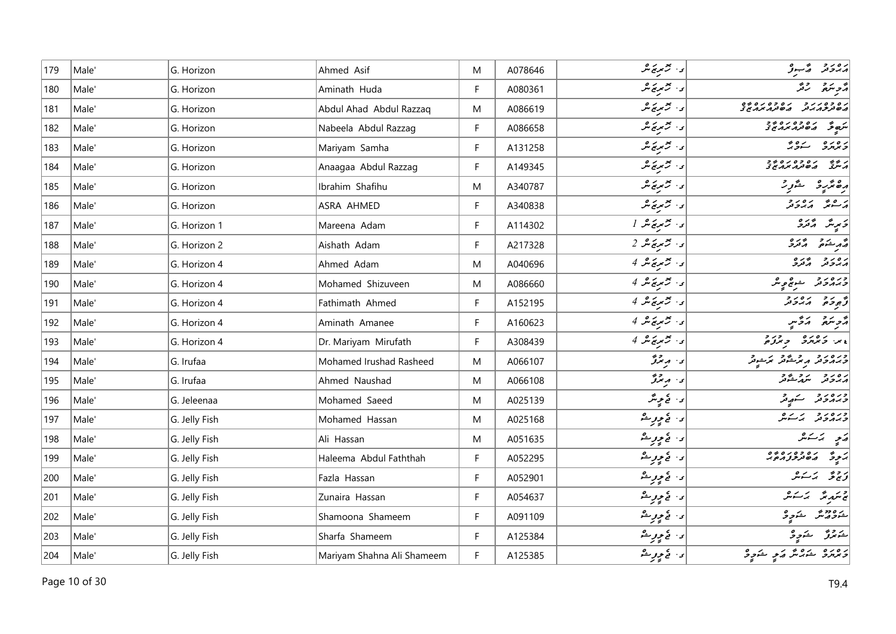| 179 | Male' | G. Horizon | Ahmed Asif | M | A078646 | ގ. ހޮރައިޒަން | އަޙްމަދު އާސިފު |
|---|---|---|---|---|---|---|---|
| 180 | Male' | G. Horizon | Aminath Huda | F | A080361 | ގ. ހޮރައިޒަން | އާމިނަތު ހުދާ |
| 181 | Male' | G. Horizon | Abdul Ahad Abdul Razzaq | M | A086619 | ގ. ހޮރައިޒަން | އަބްދުލްއަހަދު އަބްދުއްރައްޒާގު |
| 182 | Male' | G. Horizon | Nabeela Abdul Razzag | F | A086658 | ގ. ހޮރައިޒަން | ނަބީލާ އަބްދުއްރައްޒާގު |
| 183 | Male' | G. Horizon | Mariyam Samha | F | A131258 | ގ. ހޮރައިޒަން | މަރިޔަމް ސަމްހާ |
| 184 | Male' | G. Horizon | Anaagaa Abdul Razzag | F | A149345 | ގ. ހޮރައިޒަން | އަނާގާ އަބްދުއްރައްޒާގު |
| 185 | Male' | G. Horizon | Ibrahim Shafihu | M | A340787 | ގ. ހޮރައިޒަން | އިބްރާހިމް ޝާފިހު |
| 186 | Male' | G. Horizon | ASRA AHMED | F | A340838 | ގ. ހޮރައިޒަން | އަސްރާ އަޙްމަދު |
| 187 | Male' | G. Horizon 1 | Mareena Adam | F | A114302 | ގ. ހޮރައިޒަން 1 | މަރީނާ އާދަމް |
| 188 | Male' | G. Horizon 2 | Aishath Adam | F | A217328 | ގ. ހޮރައިޒަން 2 | އައިޝަތު އާދަމް |
| 189 | Male' | G. Horizon 4 | Ahmed Adam | M | A040696 | ގ. ހޮރައިޒަން 4 | އަޙްމަދު އާދަމް |
| 190 | Male' | G. Horizon 4 | Mohamed Shizuveen | M | A086660 | ގ. ހޮރައިޒަން 4 | މުޙައްމަދު ޝިޒުވީން |
| 191 | Male' | G. Horizon 4 | Fathimath Ahmed | F | A152195 | ގ. ހޮރައިޒަން 4 | ފާތިމަތު އަޙްމަދު |
| 192 | Male' | G. Horizon 4 | Aminath Amanee | F | A160623 | ގ. ހޮރައިޒަން 4 | އާމިނަތު އަމާނީ |
| 193 | Male' | G. Horizon 4 | Dr. Mariyam Mirufath | F | A308439 | ގ. ހޮރައިޒަން 4 | ޑރ. މަރިޔަމް މިރުފަތު |
| 194 | Male' | G. Irufaa | Mohamed Irushad Rasheed | M | A066107 | ގ. އިރުފާ | މުޙައްމަދު އިރުޝާދު ރަޝީދު |
| 195 | Male' | G. Irufaa | Ahmed Naushad | M | A066108 | ގ. އިރުފާ | އަޙްމަދު ނައުޝާދު |
| 196 | Male' | G. Jeleenaa | Mohamed Saeed | M | A025139 | ގ. ޖެލީނާ | މުޙައްމަދު ސައީދު |
| 197 | Male' | G. Jelly Fish | Mohamed Hassan | M | A025168 | ގ. ޖެލީފިޝް | މުޙައްމަދު ޙަސަން |
| 198 | Male' | G. Jelly Fish | Ali Hassan | M | A051635 | ގ. ޖެލީފިޝް | އަލި ޙަސަން |
| 199 | Male' | G. Jelly Fish | Haleema Abdul Faththah | F | A052295 | ގ. ޖެލީފިޝް | ހަލީމާ އަބްދުލްފައްތާހް |
| 200 | Male' | G. Jelly Fish | Fazla Hassan | F | A052901 | ގ. ޖެލީފިޝް | ފަޒްލާ ޙަސަން |
| 201 | Male' | G. Jelly Fish | Zunaira Hassan | F | A054637 | ގ. ޖެލީފިޝް | ޒުނައިރާ ޙަސަން |
| 202 | Male' | G. Jelly Fish | Shamoona Shameem | F | A091109 | ގ. ޖެލީފިޝް | ޝަމޫނާ ޝަމީމް |
| 203 | Male' | G. Jelly Fish | Sharfa Shameem | F | A125384 | ގ. ޖެލީފިޝް | ޝަރުފާ ޝަމީމް |
| 204 | Male' | G. Jelly Fish | Mariyam Shahna Ali Shameem | F | A125385 | ގ. ޖެލީފިޝް | މަރިޔަމް ޝަހުނާ އަލި ޝަމީމް |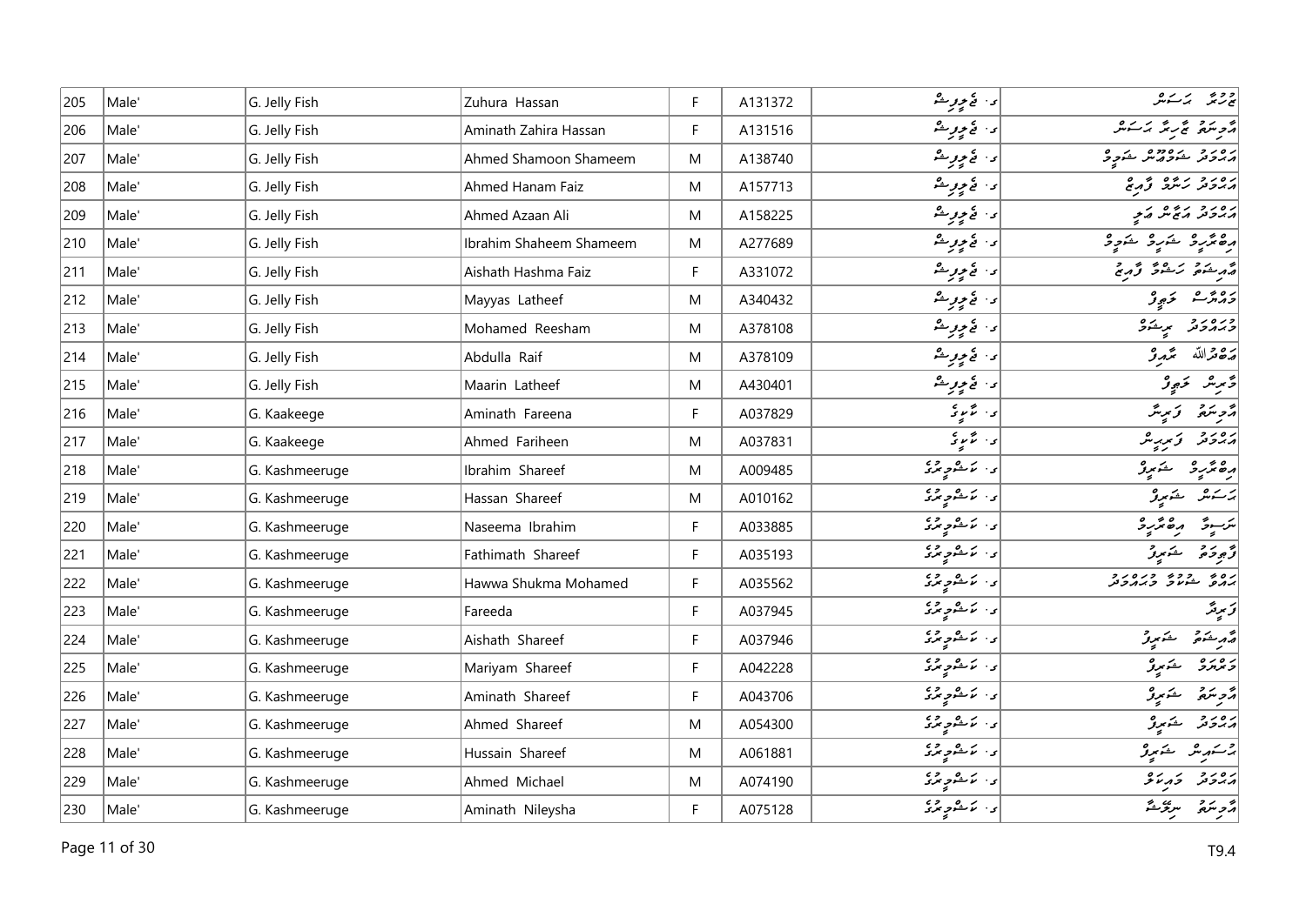| 205 | Male' | G. Jelly Fish | Zuhura Hassan | F | A131372 | ގ. ޖެލީފިޝް | ޒުހުރާ ހަސަން |
|---|---|---|---|---|---|---|---|
| 206 | Male' | G. Jelly Fish | Aminath Zahira Hassan | F | A131516 | ގ. ޖެލީފިޝް | އާމިނަތު ޒާހިރާ ހަސަން |
| 207 | Male' | G. Jelly Fish | Ahmed Shamoon Shameem | M | A138740 | ގ. ޖެލީފިޝް | އަޙްމަދު ޝަމޫނު ޝަމީމް |
| 208 | Male' | G. Jelly Fish | Ahmed Hanam Faiz | M | A157713 | ގ. ޖެލީފިޝް | އަޙްމަދު ހަނާމް ފާއިޒް |
| 209 | Male' | G. Jelly Fish | Ahmed Azaan Ali | M | A158225 | ގ. ޖެލީފިޝް | އަޙްމަދު އަޒާން އަލި |
| 210 | Male' | G. Jelly Fish | Ibrahim Shaheem Shameem | M | A277689 | ގ. ޖެލީފިޝް | އިބްރާހީމް ޝަހީމް ޝަމީމް |
| 211 | Male' | G. Jelly Fish | Aishath Hashma Faiz | F | A331072 | ގ. ޖެލީފިޝް | އާއިޝަތު ހަޝްމާ ފާއިޒް |
| 212 | Male' | G. Jelly Fish | Mayyas Latheef | M | A340432 | ގ. ޖެލީފިޝް | މައްޔާސް ލަޠީފު |
| 213 | Male' | G. Jelly Fish | Mohamed Reesham | M | A378108 | ގ. ޖެލީފިޝް | މުޙައްމަދު ރީޝަމް |
| 214 | Male' | G. Jelly Fish | Abdulla Raif | M | A378109 | ގ. ޖެލީފިޝް | އަބްދުﷲ ރާއިފް |
| 215 | Male' | G. Jelly Fish | Maarin Latheef | M | A430401 | ގ. ޖެލީފިޝް | މާރިން ލަޠީފު |
| 216 | Male' | G. Kaakeege | Aminath Fareena | F | A037829 | ގ. ކާކީގެ | އާމިނަތު ފަރީނާ |
| 217 | Male' | G. Kaakeege | Ahmed Fariheen | M | A037831 | ގ. ކާކީގެ | އަޙްމަދު ފަރިހީން |
| 218 | Male' | G. Kashmeeruge | Ibrahim Shareef | M | A009485 | ގ. ކަޝްމީރުގެ | އިބްރާހީމް ޝަރީފް |
| 219 | Male' | G. Kashmeeruge | Hassan Shareef | M | A010162 | ގ. ކަޝްމީރުގެ | ހަސަން ޝަރީފް |
| 220 | Male' | G. Kashmeeruge | Naseema Ibrahim | F | A033885 | ގ. ކަޝްމީރުގެ | ނަސީމާ އިބްރާހީމް |
| 221 | Male' | G. Kashmeeruge | Fathimath Shareef | F | A035193 | ގ. ކަޝްމީރުގެ | ފާތިމަތު ޝަރީފް |
| 222 | Male' | G. Kashmeeruge | Hawwa Shukma Mohamed | F | A035562 | ގ. ކަޝްމީރުގެ | ހައްވާ ޝުކުމާ މުޙައްމަދު |
| 223 | Male' | G. Kashmeeruge | Fareeda | F | A037945 | ގ. ކަޝްމީރުގެ | ފަރީދާ |
| 224 | Male' | G. Kashmeeruge | Aishath Shareef | F | A037946 | ގ. ކަޝްމީރުގެ | އާއިޝަތު ޝަރީފް |
| 225 | Male' | G. Kashmeeruge | Mariyam Shareef | F | A042228 | ގ. ކަޝްމީރުގެ | މަރިޔަމް ޝަރީފް |
| 226 | Male' | G. Kashmeeruge | Aminath Shareef | F | A043706 | ގ. ކަޝްމީރުގެ | އާމިނަތު ޝަރީފް |
| 227 | Male' | G. Kashmeeruge | Ahmed Shareef | M | A054300 | ގ. ކަޝްމީރުގެ | އަޙްމަދު ޝަރީފް |
| 228 | Male' | G. Kashmeeruge | Hussain Shareef | M | A061881 | ގ. ކަޝްމީރުގެ | ޙުސައިން ޝަރީފް |
| 229 | Male' | G. Kashmeeruge | Ahmed Michael | M | A074190 | ގ. ކަޝްމީރުގެ | އަޙްމަދު މައިކަލް |
| 230 | Male' | G. Kashmeeruge | Aminath Nileysha | F | A075128 | ގ. ކަޝްމީރުގެ | އާމިނަތު ނިލޭޝާ |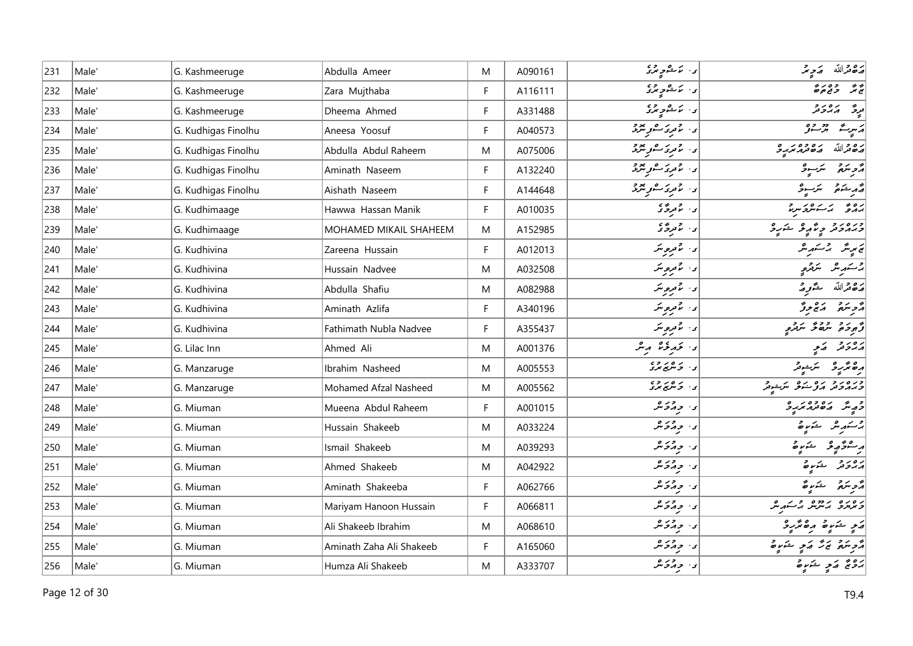| 231 | Male' | G. Kashmeeruge | Abdulla Ameer | M | A090161 | ގ. ކަޝްމީރުގެ | އަބްދުﷲ އަމީރު |
|---|---|---|---|---|---|---|---|
| 232 | Male' | G. Kashmeeruge | Zara Mujthaba | F | A116111 | ގ. ކަޝްމީރުގެ | ޒާރާ މުޖްތަބާ |
| 233 | Male' | G. Kashmeeruge | Dheema Ahmed | F | A331488 | ގ. ކަޝްމީރުގެ | ދީމާ އަހުމަދު |
| 234 | Male' | G. Kudhigas Finolhu | Aneesa Yoosuf | F | A040573 | ގ. ކުދިގަސްފިނޮޅު | އަނީސާ ޔޫސުފު |
| 235 | Male' | G. Kudhigas Finolhu | Abdulla Abdul Raheem | M | A075006 | ގ. ކުދިގަސްފިނޮޅު | އަބްދުﷲ އަބްދުއްރަޙީމް |
| 236 | Male' | G. Kudhigas Finolhu | Aminath Naseem | F | A132240 | ގ. ކުދިގަސްފިނޮޅު | އާމިނަތު ނަސީމް |
| 237 | Male' | G. Kudhigas Finolhu | Aishath Naseem | F | A144648 | ގ. ކުދިގަސްފިނޮޅު | އާއިޝަތު ނަސީމް |
| 238 | Male' | G. Kudhimaage | Hawwa Hassan Manik | F | A010035 | ގ. ކުދިމާގެ | ހައްވާ ހަސަންމަނިކު |
| 239 | Male' | G. Kudhimaage | MOHAMED MIKAIL SHAHEEM | M | A152985 | ގ. ކުދިމާގެ | މުހައްމަދު މީކާއީލް ޝަހީމް |
| 240 | Male' | G. Kudhivina | Zareena Hussain | F | A012013 | ގ. ކުދިވިނަ | ޒަރީނާ ހުސައިން |
| 241 | Male' | G. Kudhivina | Hussain Nadvee | M | A032508 | ގ. ކުދިވިނަ | ހުސައިން ނަދުވީ |
| 242 | Male' | G. Kudhivina | Abdulla Shafiu | M | A082988 | ގ. ކުދިވިނަ | އަބްދުﷲ ޝާފިއު |
| 243 | Male' | G. Kudhivina | Aminath Azlifa | F | A340196 | ގ. ކުދިވިނަ | އާމިނަތު އަޒްލިފާ |
| 244 | Male' | G. Kudhivina | Fathimath Nubla Nadvee | F | A355437 | ގ. ކުދިވިނަ | ފާތިމަތު ނުބްލާ ނަދުވީ |
| 245 | Male' | G. Lilac Inn | Ahmed Ali | M | A001376 | ގ. ލައިލެކް އިން | އަހުމަދު އަލި |
| 246 | Male' | G. Manzaruge | Ibrahim Nasheed | M | A005553 | ގ. މަންޒަރުގެ | އިބްރާހީމް ނަޝީދު |
| 247 | Male' | G. Manzaruge | Mohamed Afzal Nasheed | M | A005562 | ގ. މަންޒަރުގެ | މުހައްމަދު އަފްޒަލް ނަޝީދު |
| 248 | Male' | G. Miuman | Mueena Abdul Raheem | F | A001015 | ގ. މިއުމަން | މުއީނާ އަބްދުއްރަޙީމް |
| 249 | Male' | G. Miuman | Hussain Shakeeb | M | A033224 | ގ. މިއުމަން | ހުސައިން ޝަކީބު |
| 250 | Male' | G. Miuman | Ismail Shakeeb | M | A039293 | ގ. މިއުމަން | އިސްމާއީލް ޝަކީބު |
| 251 | Male' | G. Miuman | Ahmed Shakeeb | M | A042922 | ގ. މިއުމަން | އަހުމަދު ޝަކީބު |
| 252 | Male' | G. Miuman | Aminath Shakeeba | F | A062766 | ގ. މިއުމަން | އާމިނަތު ޝަކީބާ |
| 253 | Male' | G. Miuman | Mariyam Hanoon Hussain | F | A066811 | ގ. މިއުމަން | މަރިޔަމް ހަނޫން ހުސައިން |
| 254 | Male' | G. Miuman | Ali Shakeeb Ibrahim | M | A068610 | ގ. މިއުމަން | އަލި ޝަކީބު އިބްރާހީމް |
| 255 | Male' | G. Miuman | Aminath Zaha Ali Shakeeb | F | A165060 | ގ. މިއުމަން | އާމިނަތު ޒަހާ އަލި ޝަކީބު |
| 256 | Male' | G. Miuman | Humza Ali Shakeeb | M | A333707 | ގ. މިއުމަން | ހަމްޒާ އަލި ޝަކީބު |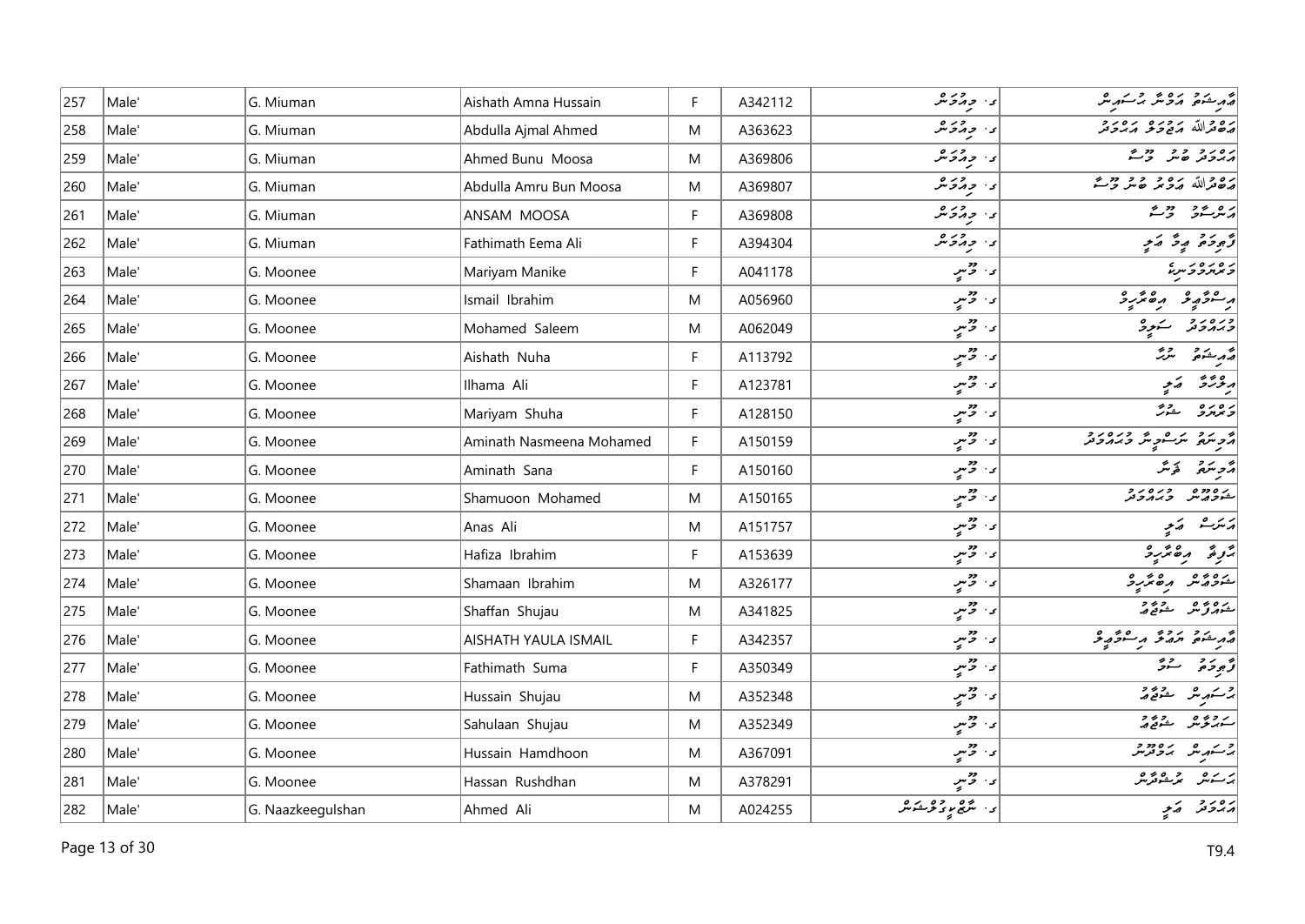| 257 | Male' | G. Miuman | Aishath Amna Hussain | F | A342112 | ގ. މިއުމަން | އާއިޝަތު އަމްނާ ޙުސައިން |
|---|---|---|---|---|---|---|---|
| 258 | Male' | G. Miuman | Abdulla Ajmal Ahmed | M | A363623 | ގ. މިއުމަން | އަބްދުﷲ އަޖްމަލް އަޙްމަދު |
| 259 | Male' | G. Miuman | Ahmed Bunu Moosa | M | A369806 | ގ. މިއުމަން | އަޙްމަދު ބުނު މޫސާ |
| 260 | Male' | G. Miuman | Abdulla Amru Bun Moosa | M | A369807 | ގ. މިއުމަން | އަބްދުﷲ އަމްރު ބުން މޫސާ |
| 261 | Male' | G. Miuman | ANSAM MOOSA | F | A369808 | ގ. މިއުމަން | އަންސަމް މޫސާ |
| 262 | Male' | G. Miuman | Fathimath Eema Ali | F | A394304 | ގ. މިއުމަން | ފާތިމަތު އީމާ އަލީ |
| 263 | Male' | G. Moonee | Mariyam Manike | F | A041178 | ގ. މޫނީ | މަރިޔަމްމަނިކެ |
| 264 | Male' | G. Moonee | Ismail Ibrahim | M | A056960 | ގ. މޫނީ | އިސްމާއިލް އިބްރާހީމް |
| 265 | Male' | G. Moonee | Mohamed Saleem | M | A062049 | ގ. މޫނީ | މުޙައްމަދު ސަލީމް |
| 266 | Male' | G. Moonee | Aishath Nuha | F | A113792 | ގ. މޫނީ | އާއިޝަތު ނުހާ |
| 267 | Male' | G. Moonee | Ilhama Ali | F | A123781 | ގ. މޫނީ | އިލްހާމާ އަލީ |
| 268 | Male' | G. Moonee | Mariyam Shuha | F | A128150 | ގ. މޫނީ | މަރިޔަމް ޝުހާ |
| 269 | Male' | G. Moonee | Aminath Nasmeena Mohamed | F | A150159 | ގ. މޫނީ | އާމިނަތު ނަސްމީނާ މުޙައްމަދު |
| 270 | Male' | G. Moonee | Aminath Sana | F | A150160 | ގ. މޫނީ | އާމިނަތު ޞަނާ |
| 271 | Male' | G. Moonee | Shamuoon Mohamed | M | A150165 | ގ. މޫނީ | ޝަމުއޫން މުޙައްމަދު |
| 272 | Male' | G. Moonee | Anas Ali | M | A151757 | ގ. މޫނީ | އަނަސް އަލީ |
| 273 | Male' | G. Moonee | Hafiza Ibrahim | F | A153639 | ގ. މޫނީ | ޙާފިޒާ އިބްރާހީމް |
| 274 | Male' | G. Moonee | Shamaan Ibrahim | M | A326177 | ގ. މޫނީ | ޝަމްޢާން އިބްރާހީމް |
| 275 | Male' | G. Moonee | Shaffan Shujau | M | A341825 | ގ. މޫނީ | ޝައްފާން ޝުޖާއު |
| 276 | Male' | G. Moonee | AISHATH YAULA ISMAIL | F | A342357 | ގ. މޫނީ | އާއިޝަތު ޔައުލާ އިސްމާއީލް |
| 277 | Male' | G. Moonee | Fathimath Suma | F | A350349 | ގ. މޫނީ | ފާތިމަތު ސުމާ |
| 278 | Male' | G. Moonee | Hussain Shujau | M | A352348 | ގ. މޫނީ | ޙުސައިން ޝުޖާއު |
| 279 | Male' | G. Moonee | Sahulaan Shujau | M | A352349 | ގ. މޫނީ | ސަހުލާން ޝުޖާއު |
| 280 | Male' | G. Moonee | Hussain Hamdhoon | M | A367091 | ގ. މޫނީ | ޙުސައިން ޙަމްދޫން |
| 281 | Male' | G. Moonee | Hassan Rushdhan | M | A378291 | ގ. މޫނީ | ޙަސަން ރުޝްދާން |
| 282 | Male' | G. Naazkeegulshan | Ahmed Ali | M | A024255 | ގ. ނާޒްކީގުލްޝަން | އަޙްމަދު އަލީ |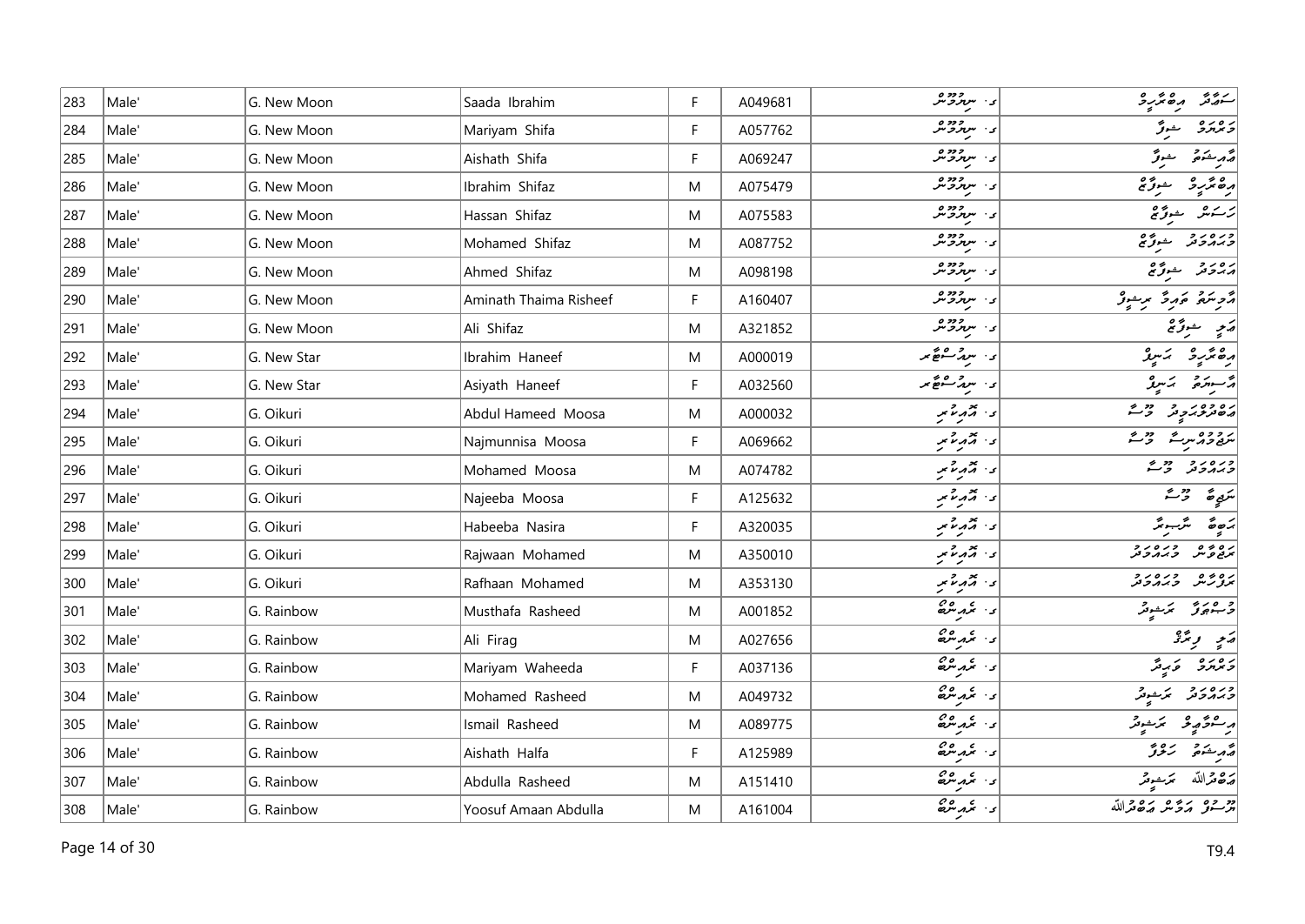| 283 | Male' | G. New Moon | Saada Ibrahim | F | A049681 | ގ. ނިއުމޫން | ސަޢާދާ އިބްރާހީމް |
|---|---|---|---|---|---|---|---|
| 284 | Male' | G. New Moon | Mariyam Shifa | F | A057762 | ގ. ނިއުމޫން | މަރިޔަމް ޝިފާ |
| 285 | Male' | G. New Moon | Aishath Shifa | F | A069247 | ގ. ނިއުމޫން | އާއިޝަތު ޝިފާ |
| 286 | Male' | G. New Moon | Ibrahim Shifaz | M | A075479 | ގ. ނިއުމޫން | އިބްރާހީމް ޝިފާޒް |
| 287 | Male' | G. New Moon | Hassan Shifaz | M | A075583 | ގ. ނިއުމޫން | ހަސަން ޝިފާޒް |
| 288 | Male' | G. New Moon | Mohamed Shifaz | M | A087752 | ގ. ނިއުމޫން | މުޙައްމަދު ޝިފާޒް |
| 289 | Male' | G. New Moon | Ahmed Shifaz | M | A098198 | ގ. ނިއުމޫން | އަޙްމަދު ޝިފާޒް |
| 290 | Male' | G. New Moon | Aminath Thaima Risheef | F | A160407 | ގ. ނިއުމޫން | އާމިނަތު ތައިމާ ރިޝީފް |
| 291 | Male' | G. New Moon | Ali Shifaz | M | A321852 | ގ. ނިއުމޫން | އަލި ޝިފާޒް |
| 292 | Male' | G. New Star | Ibrahim Haneef | M | A000019 | ގ. ނިއުސްޓާރ | އިބްރާހީމް ހަނީފް |
| 293 | Male' | G. New Star | Asiyath Haneef | F | A032560 | ގ. ނިއުސްޓާރ | އާސިޔަތު ހަނީފް |
| 294 | Male' | G. Oikuri | Abdul Hameed Moosa | M | A000032 | ގ. އޮއިކުރި | އަބްދުލްޙަމީދު މޫސާ |
| 295 | Male' | G. Oikuri | Najmunnisa Moosa | F | A069662 | ގ. އޮއިކުރި | ނަޖްމުންނިސާ މޫސާ |
| 296 | Male' | G. Oikuri | Mohamed Moosa | M | A074782 | ގ. އޮއިކުރި | މުޙައްމަދު މޫސާ |
| 297 | Male' | G. Oikuri | Najeeba Moosa | F | A125632 | ގ. އޮއިކުރި | ނަޖީބާ މޫސާ |
| 298 | Male' | G. Oikuri | Habeeba Nasira | F | A320035 | ގ. އޮއިކުރި | ހަބީބާ ނާސިރާ |
| 299 | Male' | G. Oikuri | Rajwaan Mohamed | M | A350010 | ގ. އޮއިކުރި | ރަޖްވާން މުޙައްމަދު |
| 300 | Male' | G. Oikuri | Rafhaan Mohamed | M | A353130 | ގ. އޮއިކުރި | ރަފްހާން މުޙައްމަދު |
| 301 | Male' | G. Rainbow | Musthafa Rasheed | M | A001852 | ގ. ރެއިންބޯ | މުސްތަފާ ރަޝީދު |
| 302 | Male' | G. Rainbow | Ali Firag | M | A027656 | ގ. ރެއިންބޯ | އަލި ފިރާގް |
| 303 | Male' | G. Rainbow | Mariyam Waheeda | F | A037136 | ގ. ރެއިންބޯ | މަރިޔަމް ވަޙީދާ |
| 304 | Male' | G. Rainbow | Mohamed Rasheed | M | A049732 | ގ. ރެއިންބޯ | މުޙައްމަދު ރަޝީދު |
| 305 | Male' | G. Rainbow | Ismail Rasheed | M | A089775 | ގ. ރެއިންބޯ | އިސްމާޢީލް ރަޝީދު |
| 306 | Male' | G. Rainbow | Aishath Halfa | F | A125989 | ގ. ރެއިންބޯ | އާއިޝަތު ހަލްފާ |
| 307 | Male' | G. Rainbow | Abdulla Rasheed | M | A151410 | ގ. ރެއިންބޯ | އަބްދުﷲ ރަޝީދު |
| 308 | Male' | G. Rainbow | Yoosuf Amaan Abdulla | M | A161004 | ގ. ރެއިންބޯ | ޔޫސުފް އަމާން އަބްދުﷲ |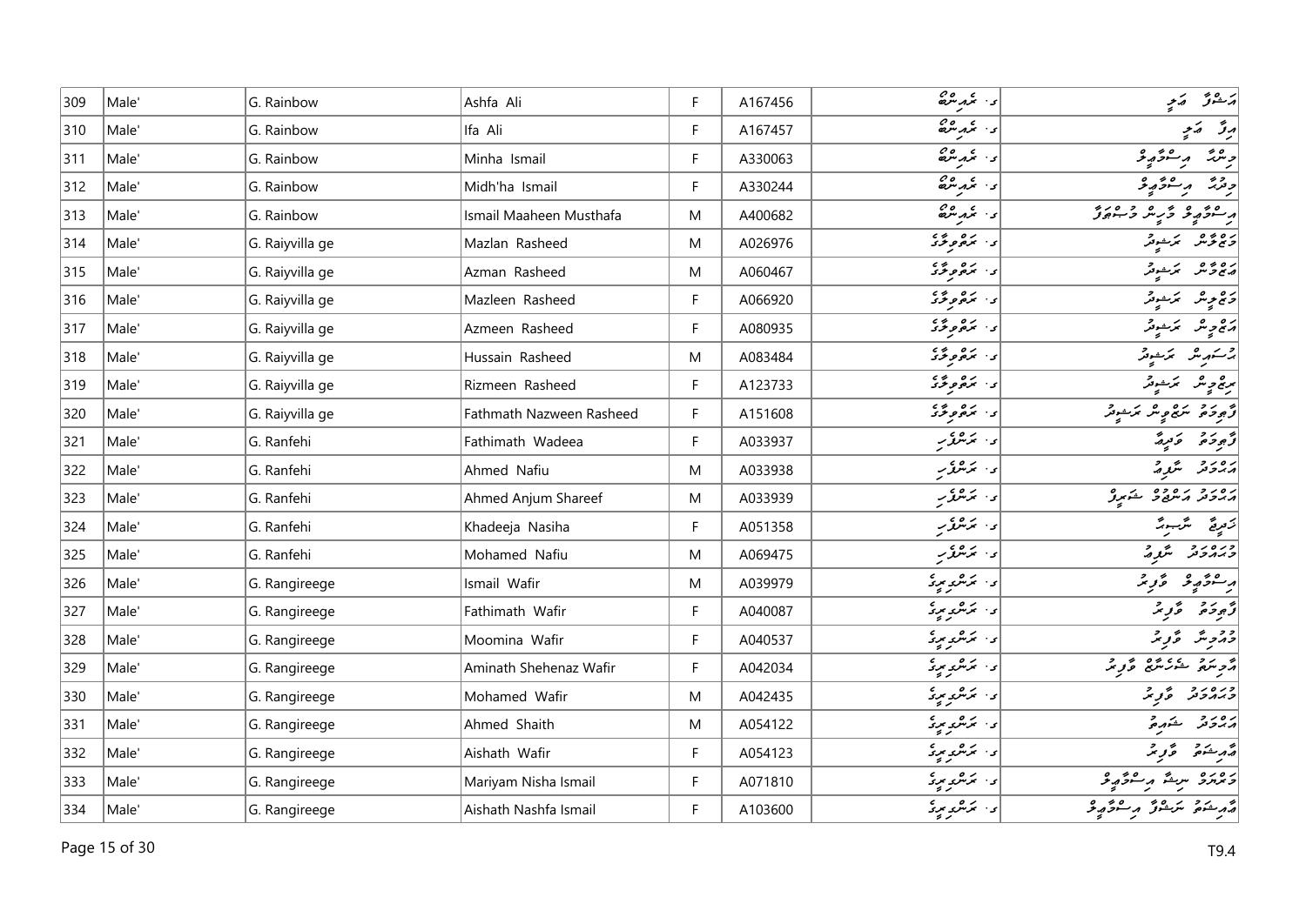| 309 | Male' | G. Rainbow | Ashfa Ali | F | A167456 | ގ. ރެއިންބޯ | އަޝްފާ އަލި |
|---|---|---|---|---|---|---|---|
| 310 | Male' | G. Rainbow | Ifa Ali | F | A167457 | ގ. ރެއިންބޯ | އިފާ އަލި |
| 311 | Male' | G. Rainbow | Minha Ismail | F | A330063 | ގ. ރެއިންބޯ | މިންހާ އިސްމާޢީލް |
| 312 | Male' | G. Rainbow | Midh'ha Ismail | F | A330244 | ގ. ރެއިންބޯ | މިދްހާ އިސްމާޢީލް |
| 313 | Male' | G. Rainbow | Ismail Maaheen Musthafa | M | A400682 | ގ. ރެއިންބޯ | އިސްމާޢީލް މާހީން މުސްތަފާ |
| 314 | Male' | G. Raiyvilla ge | Mazlan Rasheed | M | A026976 | ގ. ރައްޔިވިލާގެ | މަޒްލާން ރަޝީދު |
| 315 | Male' | G. Raiyvilla ge | Azman Rasheed | M | A060467 | ގ. ރައްޔިވިލާގެ | އަޒްމާން ރަޝީދު |
| 316 | Male' | G. Raiyvilla ge | Mazleen Rasheed | F | A066920 | ގ. ރައްޔިވިލާގެ | މަޒްލީން ރަޝީދު |
| 317 | Male' | G. Raiyvilla ge | Azmeen Rasheed | F | A080935 | ގ. ރައްޔިވިލާގެ | އަޒްމީން ރަޝީދު |
| 318 | Male' | G. Raiyvilla ge | Hussain Rasheed | M | A083484 | ގ. ރައްޔިވިލާގެ | ހުސައިން ރަޝީދު |
| 319 | Male' | G. Raiyvilla ge | Rizmeen Rasheed | F | A123733 | ގ. ރައްޔިވިލާގެ | ރިޒްމީން ރަޝީދު |
| 320 | Male' | G. Raiyvilla ge | Fathmath Nazween Rasheed | F | A151608 | ގ. ރައްޔިވިލާގެ | ފާތިމަތު ނަޒްވީން ރަޝީދު |
| 321 | Male' | G. Ranfehi | Fathimath Wadeea | F | A033937 | ގ. ރަންފެހި | ފާތިމަތު ވަދީޢާ |
| 322 | Male' | G. Ranfehi | Ahmed Nafiu | M | A033938 | ގ. ރަންފެހި | އަޙްމަދު ނާފިޢު |
| 323 | Male' | G. Ranfehi | Ahmed Anjum Shareef | M | A033939 | ގ. ރަންފެހި | އަޙްމަދު އަންޖުމް ޝަރީފް |
| 324 | Male' | G. Ranfehi | Khadeeja Nasiha | F | A051358 | ގ. ރަންފެހި | ޚަދީޖާ ނާސިހާ |
| 325 | Male' | G. Ranfehi | Mohamed Nafiu | M | A069475 | ގ. ރަންފެހި | މުޙައްމަދު ނާފިޢު |
| 326 | Male' | G. Rangireege | Ismail Wafir | M | A039979 | ގ. ރަނގިރީގެ | އިސްމާޢީލް ވާފިރު |
| 327 | Male' | G. Rangireege | Fathimath Wafir | F | A040087 | ގ. ރަނގިރީގެ | ފާތިމަތު ވާފިރު |
| 328 | Male' | G. Rangireege | Moomina Wafir | F | A040537 | ގ. ރަނގިރީގެ | މޫމިނާ ވާފިރު |
| 329 | Male' | G. Rangireege | Aminath Shehenaz Wafir | F | A042034 | ގ. ރަނގިރީގެ | އާމިނަތު ޝެހެނާޒް ވާފިރު |
| 330 | Male' | G. Rangireege | Mohamed Wafir | M | A042435 | ގ. ރަނގިރީގެ | މުޙައްމަދު ވާފިރު |
| 331 | Male' | G. Rangireege | Ahmed Shaith | M | A054122 | ގ. ރަނގިރީގެ | އަޙްމަދު ޝާއިތު |
| 332 | Male' | G. Rangireege | Aishath Wafir | F | A054123 | ގ. ރަނގިރީގެ | އާއިޝަތު ވާފިރު |
| 333 | Male' | G. Rangireege | Mariyam Nisha Ismail | F | A071810 | ގ. ރަނގިރީގެ | މަރިޔަމް ނިޝާ އިސްމާޢީލް |
| 334 | Male' | G. Rangireege | Aishath Nashfa Ismail | F | A103600 | ގ. ރަނގިރީގެ | އާއިޝަތު ނަޝްފާ އިސްމާޢީލް |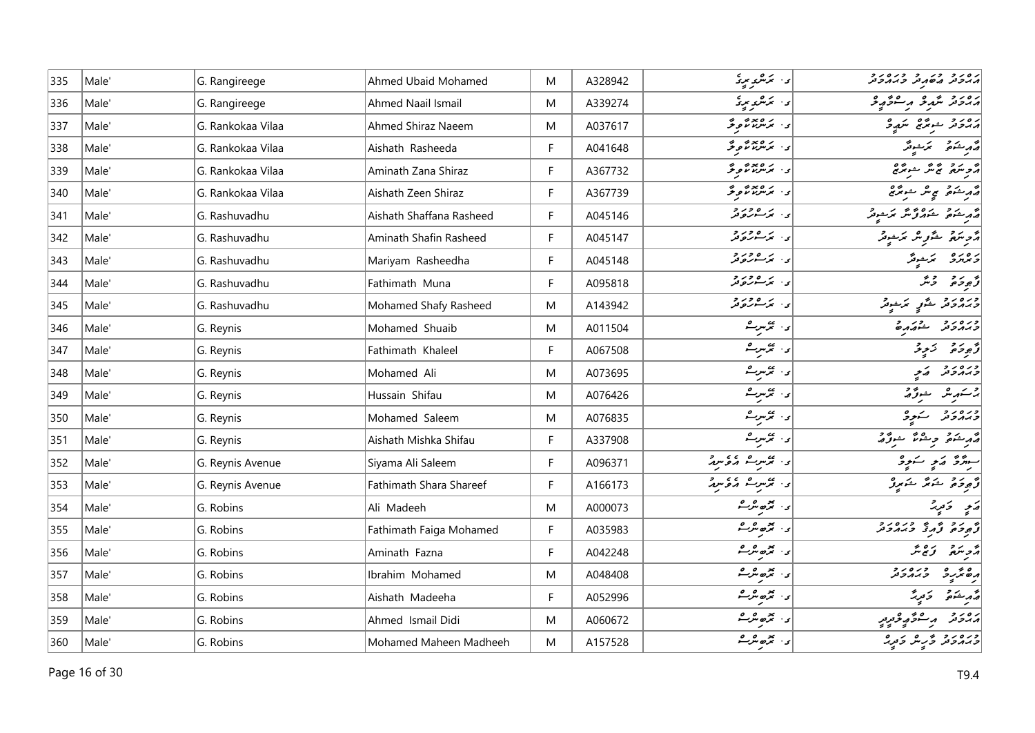| 335 | Male' | G. Rangireege | Ahmed Ubaid Mohamed | M | A328942 | ގ. ރަންގިރީގޭ | އަހުމަދު ޢުބައިދު މުޙައްމަދު |
|---|---|---|---|---|---|---|---|
| 336 | Male' | G. Rangireege | Ahmed Naail Ismail | M | A339274 | ގ. ރަންގިރީގޭ | އަހުމަދު ނާއިލް އިސްމާޢީލް |
| 337 | Male' | G. Rankokaa Vilaa | Ahmed Shiraz Naeem | M | A037617 | ގ. ރަންކޮކާވިލާ | އަހުމަދު ޝިރާޒް ނަޢީމް |
| 338 | Male' | G. Rankokaa Vilaa | Aishath Rasheeda | F | A041648 | ގ. ރަންކޮކާވިލާ | އައިޝަތު ރަޝީދާ |
| 339 | Male' | G. Rankokaa Vilaa | Aminath Zana Shiraz | F | A367732 | ގ. ރަންކޮކާވިލާ | އާމިނަތު ޒަނާ ޝިރާޒް |
| 340 | Male' | G. Rankokaa Vilaa | Aishath Zeen Shiraz | F | A367739 | ގ. ރަންކޮކާވިލާ | އައިޝަތު ޒީން ޝިރާޒް |
| 341 | Male' | G. Rashuvadhu | Aishath Shaffana Rasheed | F | A045146 | ގ. ރަޝުވަދު | އައިޝަތު ޝައްފާނާ ރަޝީދު |
| 342 | Male' | G. Rashuvadhu | Aminath Shafin Rasheed | F | A045147 | ގ. ރަޝުވަދު | އާމިނަތު ޝާފިން ރަޝީދު |
| 343 | Male' | G. Rashuvadhu | Mariyam Rasheedha | F | A045148 | ގ. ރަޝުވަދު | މަރިޔަމް ރަޝީދާ |
| 344 | Male' | G. Rashuvadhu | Fathimath Muna | F | A095818 | ގ. ރަޝުވަދު | ފާތިމަތު މުނާ |
| 345 | Male' | G. Rashuvadhu | Mohamed Shafy Rasheed | M | A143942 | ގ. ރަޝުވަދު | މުޙައްމަދު ޝާފީ ރަޝީދު |
| 346 | Male' | G. Reynis | Mohamed Shuaib | M | A011504 | ގ. ރޭނިސް | މުޙައްމަދު ޝުޢައިބު |
| 347 | Male' | G. Reynis | Fathimath Khaleel | F | A067508 | ގ. ރޭނިސް | ފާތިމަތު ޚަލީލް |
| 348 | Male' | G. Reynis | Mohamed Ali | M | A073695 | ގ. ރޭނިސް | މުޙައްމަދު ޢަލީ |
| 349 | Male' | G. Reynis | Hussain Shifau | M | A076426 | ގ. ރޭނިސް | ޙުސައިން ޝިފާޢު |
| 350 | Male' | G. Reynis | Mohamed Saleem | M | A076835 | ގ. ރޭނިސް | މުޙައްމަދު ސަލީމް |
| 351 | Male' | G. Reynis | Aishath Mishka Shifau | F | A337908 | ގ. ރޭނިސް | އައިޝަތު މިޝްކާ ޝިފާޢު |
| 352 | Male' | G. Reynis Avenue | Siyama Ali Saleem | F | A096371 | ގ. ރޭނިސް އެވެނިއު | ސިޔާމާ ޢަލީ ސަލީމް |
| 353 | Male' | G. Reynis Avenue | Fathimath Shara Shareef | F | A166173 | ގ. ރޭނިސް އެވެނިއު | ފާތިމަތު ޝަރާ ޝަރީފް |
| 354 | Male' | G. Robins | Ali Madeeh | M | A000073 | ގ. ރޮބިންސް | ޢަލީ މަދީޙު |
| 355 | Male' | G. Robins | Fathimath Faiga Mohamed | F | A035983 | ގ. ރޮބިންސް | ފާތިމަތު ފާއިޤާ މުޙައްމަދު |
| 356 | Male' | G. Robins | Aminath Fazna | F | A042248 | ގ. ރޮބިންސް | އާމިނަތު ފަޒްނާ |
| 357 | Male' | G. Robins | Ibrahim Mohamed | M | A048408 | ގ. ރޮބިންސް | އިބްރާހީމް މުޙައްމަދު |
| 358 | Male' | G. Robins | Aishath Madeeha | F | A052996 | ގ. ރޮބިންސް | އައިޝަތު މަދީޙާ |
| 359 | Male' | G. Robins | Ahmed Ismail Didi | M | A060672 | ގ. ރޮބިންސް | އަހުމަދު އިސްމާޢީލްދީދީ |
| 360 | Male' | G. Robins | Mohamed Maheen Madheeh | M | A157528 | ގ. ރޮބިންސް | މުޙައްމަދު މާހީން މަދީޙް |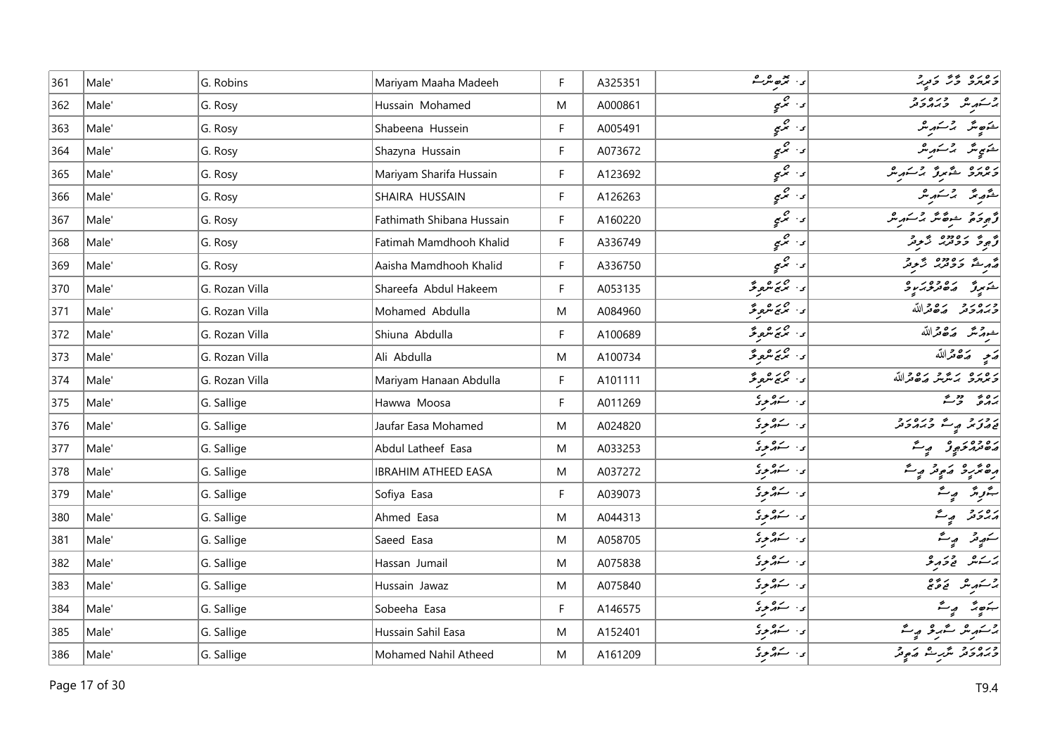| 361 | Male' | G. Robins | Mariyam Maaha Madeeh | F | A325351 | ގ. ރޮބިންސް | މަރިޔަމް މާހާ މަދީހް |
|---|---|---|---|---|---|---|---|
| 362 | Male' | G. Rosy | Hussain Mohamed | M | A000861 | ގ. ރޯޒީ | ހުސައިން މުހައްމަދު |
| 363 | Male' | G. Rosy | Shabeena Hussein | F | A005491 | ގ. ރޯޒީ | ޝަބީނާ ހުސައިން |
| 364 | Male' | G. Rosy | Shazyna Hussain | F | A073672 | ގ. ރޯޒީ | ޝަޒީނާ ހުސައިން |
| 365 | Male' | G. Rosy | Mariyam Sharifa Hussain | F | A123692 | ގ. ރޯޒީ | މަރިޔަމް ޝާރިފާ ހުސައިން |
| 366 | Male' | G. Rosy | SHAIRA HUSSAIN | F | A126263 | ގ. ރޯޒީ | ޝާއިރާ ހުސައިން |
| 367 | Male' | G. Rosy | Fathimath Shibana Hussain | F | A160220 | ގ. ރޯޒީ | ފާތިމަތު ޝިބާނާ ހުސައިން |
| 368 | Male' | G. Rosy | Fatimah Mamdhooh Khalid | F | A336749 | ގ. ރޯޒީ | ފާތިމާ މަމްދޫހު ޚާލިދު |
| 369 | Male' | G. Rosy | Aaisha Mamdhooh Khalid | F | A336750 | ގ. ރޯޒީ | އާއިޝާ މަމްދޫހު ޚާލިދު |
| 370 | Male' | G. Rozan Villa | Shareefa Abdul Hakeem | F | A053135 | ގ. ރޮޒަންވިލާ | ޝަރީފާ އަބްދުލްހަކީމް |
| 371 | Male' | G. Rozan Villa | Mohamed Abdulla | M | A084960 | ގ. ރޮޒަންވިލާ | މުހައްމަދު އަބްދުﷲ |
| 372 | Male' | G. Rozan Villa | Shiuna Abdulla | F | A100689 | ގ. ރޮޒަންވިލާ | ޝިއުނާ އަބްދުﷲ |
| 373 | Male' | G. Rozan Villa | Ali Abdulla | M | A100734 | ގ. ރޮޒަންވިލާ | އަލި އަބްދުﷲ |
| 374 | Male' | G. Rozan Villa | Mariyam Hanaan Abdulla | F | A101111 | ގ. ރޮޒަންވިލާ | މަރިޔަމް ހަނާން އަބްދުﷲ |
| 375 | Male' | G. Sallige | Hawwa Moosa | F | A011269 | ގ. ސައްލިގެ | ހައްވާ މޫސާ |
| 376 | Male' | G. Sallige | Jaufar Easa Mohamed | M | A024820 | ގ. ސައްލިގެ | ޖައުފަރު ޢީސާ މުހައްމަދު |
| 377 | Male' | G. Sallige | Abdul Latheef Easa | M | A033253 | ގ. ސައްލިގެ | އަބްދުއްލަޠީފް ޢީސާ |
| 378 | Male' | G. Sallige | IBRAHIM ATHEED EASA | M | A037272 | ގ. ސައްލިގެ | އިބްރާހީމް އަތީދު ޢީސާ |
| 379 | Male' | G. Sallige | Sofiya Easa | F | A039073 | ގ. ސައްލިގެ | ސޯފިޔާ ޢީސާ |
| 380 | Male' | G. Sallige | Ahmed Easa | M | A044313 | ގ. ސައްލިގެ | އަހުމަދު ޢީސާ |
| 381 | Male' | G. Sallige | Saeed Easa | M | A058705 | ގ. ސައްލިގެ | ސަޢީދު ޢީސާ |
| 382 | Male' | G. Sallige | Hassan Jumail | M | A075838 | ގ. ސައްލިގެ | ހަސަން ޖުމައިލް |
| 383 | Male' | G. Sallige | Hussain Jawaz | M | A075840 | ގ. ސައްލިގެ | ހުސައިން ޖަވާޒް |
| 384 | Male' | G. Sallige | Sobeeha Easa | F | A146575 | ގ. ސައްލިގެ | ސަބީހާ ޢީސާ |
| 385 | Male' | G. Sallige | Hussain Sahil Easa | M | A152401 | ގ. ސައްލިގެ | ހުސައިން ސާހިލް ޢީސާ |
| 386 | Male' | G. Sallige | Mohamed Nahil Atheed | M | A161209 | ގ. ސައްލިގެ | މުހައްމަދު ނާހިލް އަތީދު |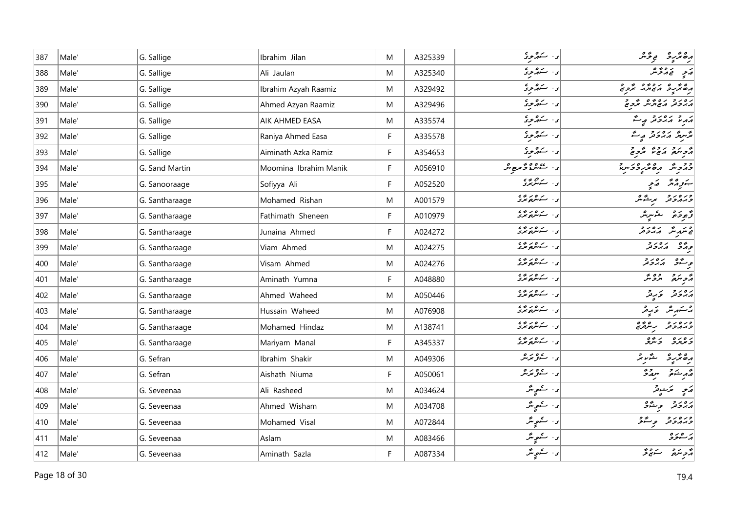| 387 | Male' | G. Sallige | Ibrahim Jilan | M | A325339 | ގ. ސައްލިގެ | އިބްރާހީމް ޖީލާން |
|---|---|---|---|---|---|---|---|
| 388 | Male' | G. Sallige | Ali Jaulan | M | A325340 | ގ. ސައްލިގެ | އަލީ ޖައުލާން |
| 389 | Male' | G. Sallige | Ibrahim Azyah Raamiz | M | A329492 | ގ. ސައްލިގެ | އިބްރާހީމް އަޒްޔާހް ރާމިޒް |
| 390 | Male' | G. Sallige | Ahmed Azyan Raamiz | M | A329496 | ގ. ސައްލިގެ | އަޙްމަދު އަޒްޔާން ރާމިޒް |
| 391 | Male' | G. Sallige | AIK AHMED EASA | M | A335574 | ގ. ސައްލިގެ | އައިކް އަޙްމަދު ޢީސާ |
| 392 | Male' | G. Sallige | Raniya Ahmed Easa | F | A335578 | ގ. ސައްލިގެ | ރާނިޔާ އަޙްމަދު ޢީސާ |
| 393 | Male' | G. Sallige | Aiminath Azka Ramiz | F | A354653 | ގ. ސައްލިގެ | އާމިނަތު އަޒްކާ ރާމިޒް |
| 394 | Male' | G. Sand Martin | Moomina Ibrahim Manik | F | A056910 | ގ. ސޭންޑްމާޓިން | މޫމިނާ އިބްރާހީމްމަނިކު |
| 395 | Male' | G. Sanooraage | Sofiyya Ali | F | A052520 | ގ. ސަނޫރާގެ | ސޯފިއްޔާ އަލީ |
| 396 | Male' | G. Santharaage | Mohamed Rishan | M | A001579 | ގ. ސަންތަރާގެ | މުޙައްމަދު ރިޝާން |
| 397 | Male' | G. Santharaage | Fathimath Sheneen | F | A010979 | ގ. ސަންތަރާގެ | ފާތިމަތު ޝެނީން |
| 398 | Male' | G. Santharaage | Junaina Ahmed | F | A024272 | ގ. ސަންތަރާގެ | ޖުނައިނާ އަޙްމަދު |
| 399 | Male' | G. Santharaage | Viam Ahmed | M | A024275 | ގ. ސަންތަރާގެ | ވިއާމް އަޙްމަދު |
| 400 | Male' | G. Santharaage | Visam Ahmed | M | A024276 | ގ. ސަންތަރާގެ | ވިސާމް އަޙްމަދު |
| 401 | Male' | G. Santharaage | Aminath Yumna | F | A048880 | ގ. ސަންތަރާގެ | އާމިނަތު ޔުމްނާ |
| 402 | Male' | G. Santharaage | Ahmed Waheed | M | A050446 | ގ. ސަންތަރާގެ | އަޙްމަދު ވަޙީދު |
| 403 | Male' | G. Santharaage | Hussain Waheed | M | A076908 | ގ. ސަންތަރާގެ | ޙުސައިން ވަޙީދު |
| 404 | Male' | G. Santharaage | Mohamed Hindaz | M | A138741 | ގ. ސަންތަރާގެ | މުޙައްމަދު ހިންދާޒް |
| 405 | Male' | G. Santharaage | Mariyam Manal | F | A345337 | ގ. ސަންތަރާގެ | މަރިޔަމް މަނާލް |
| 406 | Male' | G. Sefran | Ibrahim Shakir | M | A049306 | ގ. ސެފްރަން | އިބްރާހީމް ޝާކިރު |
| 407 | Male' | G. Sefran | Aishath Niuma | F | A050061 | ގ. ސެފްރަން | އާއިޝަތު ނިއުމާ |
| 408 | Male' | G. Seveenaa | Ali Rasheed | M | A034624 | ގ. ސެވީނާ | އަލީ ރަޝީދު |
| 409 | Male' | G. Seveenaa | Ahmed Wisham | M | A034708 | ގ. ސެވީނާ | އަޙްމަދު ވިޝާމް |
| 410 | Male' | G. Seveenaa | Mohamed Visal | M | A072844 | ގ. ސެވީނާ | މުޙައްމަދު ވިސާލް |
| 411 | Male' | G. Seveenaa | Aslam | M | A083466 | ގ. ސެވީނާ | އަސްލަމް |
| 412 | Male' | G. Seveenaa | Aminath Sazla | F | A087334 | ގ. ސެވީނާ | އާމިނަތު ސަޒްލާ |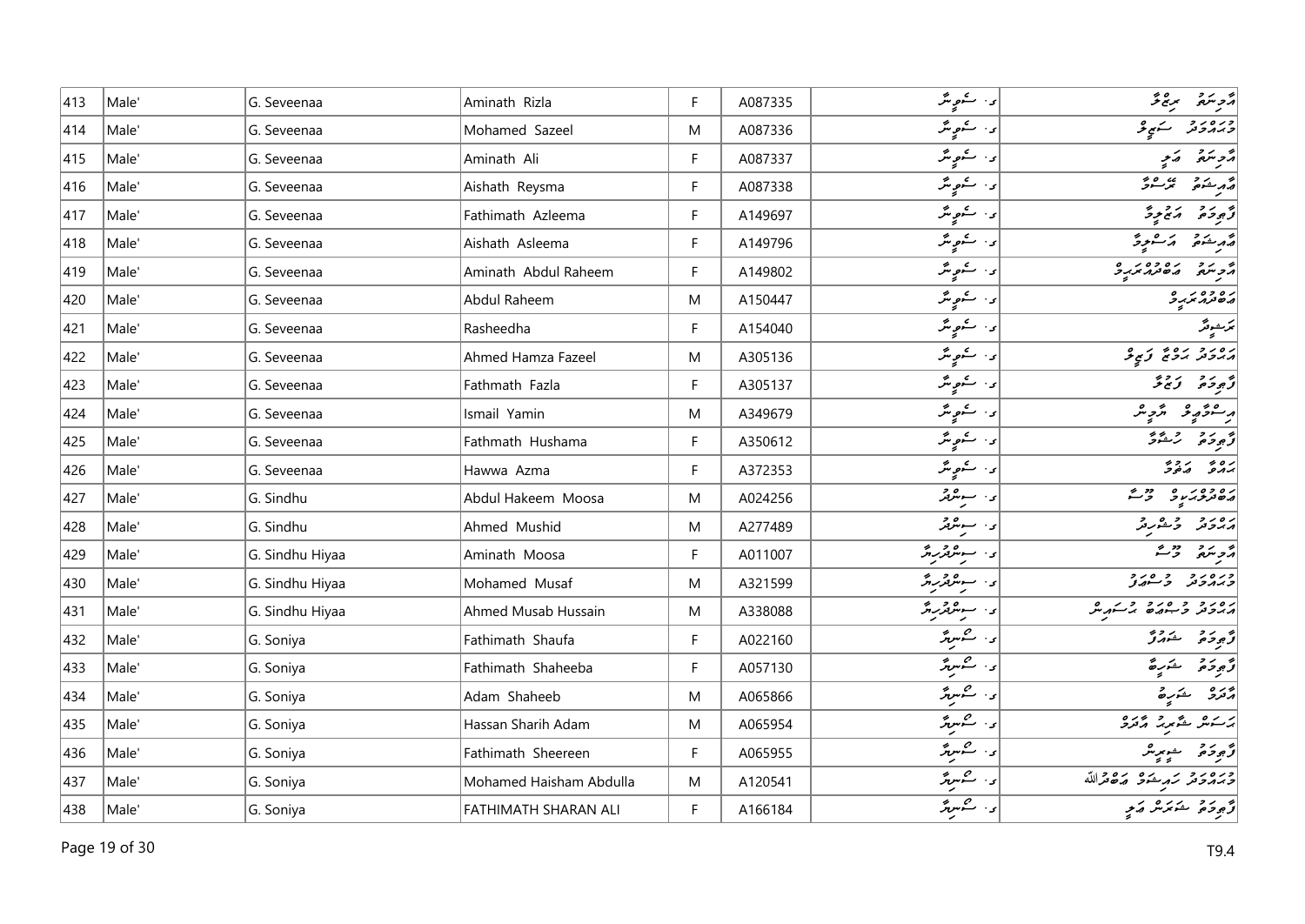| 413 | Male' | G. Seveenaa | Aminath Rizla | F | A087335 | ގ. ސެވީނާ | އާމިނަތު ރިޒްލާ |
|---|---|---|---|---|---|---|---|
| 414 | Male' | G. Seveenaa | Mohamed Sazeel | M | A087336 | ގ. ސެވީނާ | މުހައްމަދު ސަޒީލް |
| 415 | Male' | G. Seveenaa | Aminath Ali | F | A087337 | ގ. ސެވީނާ | އާމިނަތު ޢަލީ |
| 416 | Male' | G. Seveenaa | Aishath Reysma | F | A087338 | ގ. ސެވީނާ | ޢާއިޝަތު ރޭސްމާ |
| 417 | Male' | G. Seveenaa | Fathimath Azleema | F | A149697 | ގ. ސެވީނާ | ފާތިމަތު އަޒްލީމާ |
| 418 | Male' | G. Seveenaa | Aishath Asleema | F | A149796 | ގ. ސެވީނާ | ޢާއިޝަތު އަސްލީމާ |
| 419 | Male' | G. Seveenaa | Aminath Abdul Raheem | F | A149802 | ގ. ސެވީނާ | އާމިނަތު ޢަބްދުއްރަޙީމް |
| 420 | Male' | G. Seveenaa | Abdul Raheem | M | A150447 | ގ. ސެވީނާ | ޢަބްދުއްރަޙީމް |
| 421 | Male' | G. Seveenaa | Rasheedha | F | A154040 | ގ. ސެވީނާ | ރަޝީދާ |
| 422 | Male' | G. Seveenaa | Ahmed Hamza Fazeel | M | A305136 | ގ. ސެވީނާ | އަޙްމަދު ހަމްޒާ ފަޟީލް |
| 423 | Male' | G. Seveenaa | Fathmath Fazla | F | A305137 | ގ. ސެވީނާ | ފާތިމަތު ފަޟްލާ |
| 424 | Male' | G. Seveenaa | Ismail Yamin | M | A349679 | ގ. ސެވީނާ | އިސްމާޢީލް ޔާމިން |
| 425 | Male' | G. Seveenaa | Fathmath Hushama | F | A350612 | ގ. ސެވީނާ | ފާތިމަތުހުޝާމާ |
| 426 | Male' | G. Seveenaa | Hawwa Azma | F | A372353 | ގ. ސެވީނާ | ހައްވާ އަޒްމާ |
| 427 | Male' | G. Sindhu | Abdul Hakeem Moosa | M | A024256 | ގ. ސިންދު | ޢަބްދުލްހަކީމް މޫސާ |
| 428 | Male' | G. Sindhu | Ahmed Mushid | M | A277489 | ގ. ސިންދު | އަޙްމަދު މުޝިދު |
| 429 | Male' | G. Sindhu Hiyaa | Aminath Moosa | F | A011007 | ގ. ސިންދުހިޔާ | އާމިނަތު މޫސާ |
| 430 | Male' | G. Sindhu Hiyaa | Mohamed Musaf | M | A321599 | ގ. ސިންދުހިޔާ | މުހައްމަދު މުސްޢަފް |
| 431 | Male' | G. Sindhu Hiyaa | Ahmed Musab Hussain | M | A338088 | ގ. ސިންދުހިޔާ | އަޙްމަދު މުސްޢަބް ޙުސައިން |
| 432 | Male' | G. Soniya | Fathimath Shaufa | F | A022160 | ގ. ސޯނިޔާ | ފާތިމަތު ޝައުފާ |
| 433 | Male' | G. Soniya | Fathimath Shaheeba | F | A057130 | ގ. ސޯނިޔާ | ފާތިމަތު ޝަހީބާ |
| 434 | Male' | G. Soniya | Adam Shaheeb | M | A065866 | ގ. ސޯނިޔާ | އާދަމް ޝަހީބް |
| 435 | Male' | G. Soniya | Hassan Sharih Adam | M | A065954 | ގ. ސޯނިޔާ | ހަސަން ޝާރިހް އާދަމް |
| 436 | Male' | G. Soniya | Fathimath Sheereen | F | A065955 | ގ. ސޯނިޔާ | ފާތިމަތު ޝީރީން |
| 437 | Male' | G. Soniya | Mohamed Haisham Abdulla | M | A120541 | ގ. ސޯނިޔާ | މުހައްމަދު ހައިޝަމް ޢަބްދުﷲ |
| 438 | Male' | G. Soniya | FATHIMATH SHARAN ALI | F | A166184 | ގ. ސޯނިޔާ | ފާތިމަތު ޝަރަން ޢަލީ |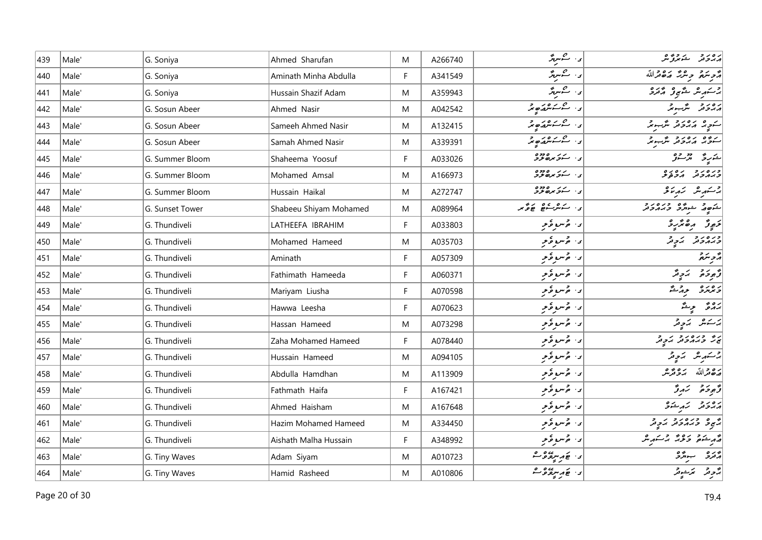| 439 | Male' | G. Soniya | Ahmed Sharufan | M | A266740 | ގ. ސޯނިޔާ | އަޙްމަދު ޝަރުފާން |
|---|---|---|---|---|---|---|---|
| 440 | Male' | G. Soniya | Aminath Minha Abdulla | F | A341549 | ގ. ސޯނިޔާ | އާމިނަތު މިންހާ އަބްދުﷲ |
| 441 | Male' | G. Soniya | Hussain Shazif Adam | M | A359943 | ގ. ސޯނިޔާ | ހުސައިން ޝާޒިފް އާދަމް |
| 442 | Male' | G. Sosun Abeer | Ahmed Nasir | M | A042542 | ގ. ސޯސަންއަބީރު | އަޙްމަދު ނާސިރު |
| 443 | Male' | G. Sosun Abeer | Sameeh Ahmed Nasir | M | A132415 | ގ. ސޯސަންއަބީރު | ސަމީހް އަޙްމަދު ނާސިރު |
| 444 | Male' | G. Sosun Abeer | Samah Ahmed Nasir | M | A339391 | ގ. ސޯސަންއަބީރު | ސަމާހް އަޙްމަދު ނާސިރު |
| 445 | Male' | G. Summer Bloom | Shaheema Yoosuf | F | A033026 | ގ. ސަމަރބްލޫމް | ޝަހީމާ ޔޫސުފު |
| 446 | Male' | G. Summer Bloom | Mohamed Amsal | M | A166973 | ގ. ސަމަރބްލޫމް | މުޙައްމަދު އަމްސަލް |
| 447 | Male' | G. Summer Bloom | Hussain Haikal | M | A272747 | ގ. ސަމަރބްލޫމް | ހުސައިން ހައިކަލް |
| 448 | Male' | G. Sunset Tower | Shabeeu Shiyam Mohamed | M | A089964 | ގ. ސަންސެޓް ޓަވަރ | ޝަބީއު ޝިޔާމް މުޙައްމަދު |
| 449 | Male' | G. Thundiveli | LATHEEFA IBRAHIM | F | A033803 | ގ. ތުންޑިވެލި | ލަތީފާ އިބްރާހީމް |
| 450 | Male' | G. Thundiveli | Mohamed Hameed | M | A035703 | ގ. ތުންޑިވެލި | މުޙައްމަދު ހަމީދު |
| 451 | Male' | G. Thundiveli | Aminath | F | A057309 | ގ. ތުންޑިވެލި | އާމިނަތު |
| 452 | Male' | G. Thundiveli | Fathimath Hameeda | F | A060371 | ގ. ތުންޑިވެލި | ފާތިމަތު ހަމީދާ |
| 453 | Male' | G. Thundiveli | Mariyam Liusha | F | A070598 | ގ. ތުންޑިވެލި | މަރިޔަމް ލިއުޝާ |
| 454 | Male' | G. Thundiveli | Hawwa Leesha | F | A070623 | ގ. ތުންޑިވެލި | ހައްވާ ލީޝާ |
| 455 | Male' | G. Thundiveli | Hassan Hameed | M | A073298 | ގ. ތުންޑިވެލި | ހަސަން ހަމީދު |
| 456 | Male' | G. Thundiveli | Zaha Mohamed Hameed | F | A078440 | ގ. ތުންޑިވެލި | ޒަހާ މުޙައްމަދު ހަމީދު |
| 457 | Male' | G. Thundiveli | Hussain Hameed | M | A094105 | ގ. ތުންޑިވެލި | ހުސައިން ހަމީދު |
| 458 | Male' | G. Thundiveli | Abdulla Hamdhan | M | A113909 | ގ. ތުންޑިވެލި | އަބްދުﷲ ހަމްދާން |
| 459 | Male' | G. Thundiveli | Fathmath Haifa | F | A167421 | ގ. ތުންޑިވެލި | ފާތިމަތު ހައިފާ |
| 460 | Male' | G. Thundiveli | Ahmed Haisham | M | A167648 | ގ. ތުންޑިވެލި | އަޙްމަދު ހައިޝަމް |
| 461 | Male' | G. Thundiveli | Hazim Mohamed Hameed | M | A334450 | ގ. ތުންޑިވެލި | ހާޒިމް މުޙައްމަދު ހަމީދު |
| 462 | Male' | G. Thundiveli | Aishath Malha Hussain | F | A348992 | ގ. ތުންޑިވެލި | އައިޝަތު މަލްހާ ހުސައިން |
| 463 | Male' | G. Tiny Waves | Adam Siyam | M | A010723 | ގ. ޓައިނީވޭވްސް | އާދަމް ސިޔާމް |
| 464 | Male' | G. Tiny Waves | Hamid Rasheed | M | A010806 | ގ. ޓައިނީވޭވްސް | ހާމިދު ރަޝީދު |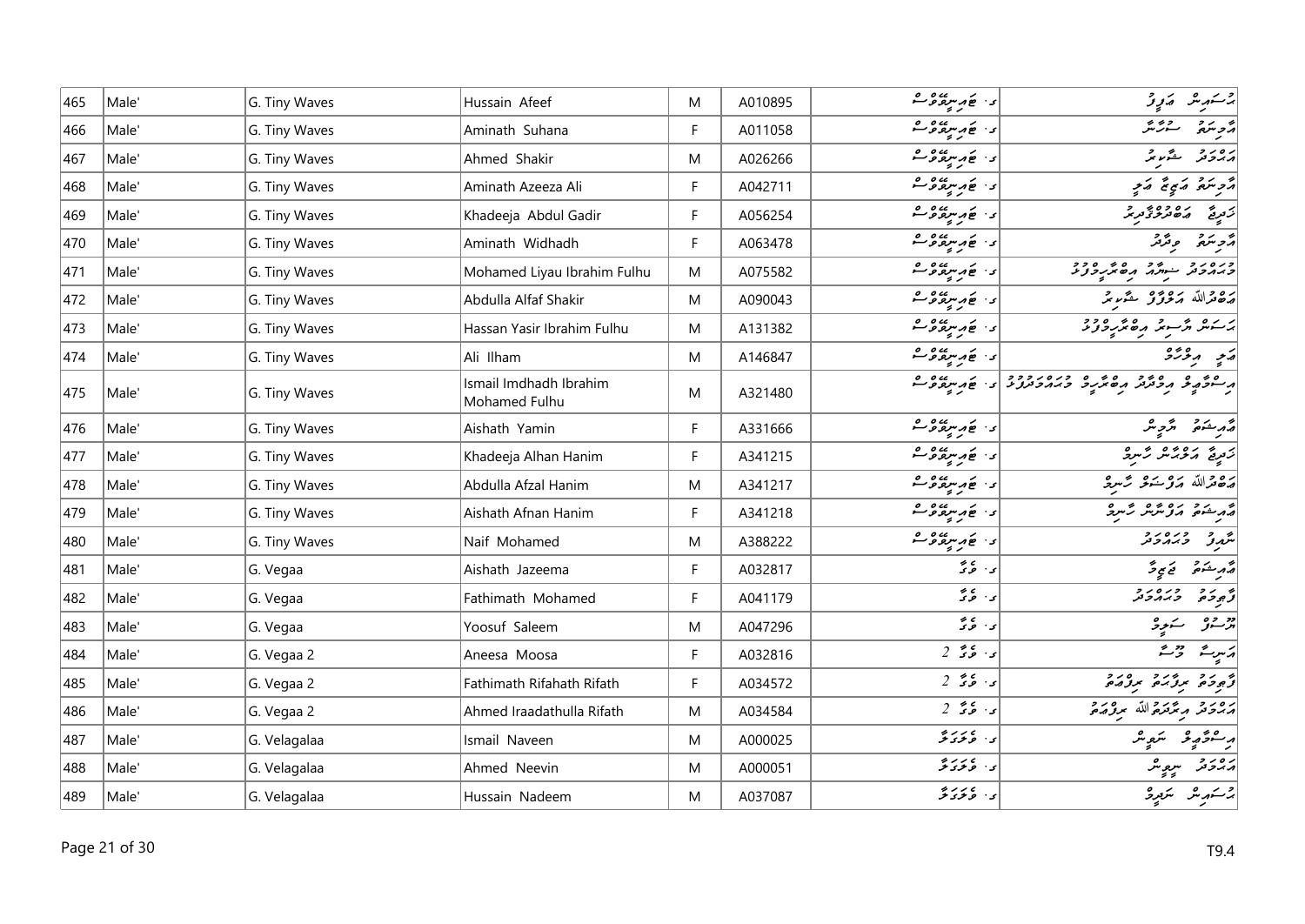| 465 | Male' | G. Tiny Waves | Hussain Afeef | M | A010895 | ގ. ޓައިނީވޭވްސް | ހުސައިން އަފީފް |
|---|---|---|---|---|---|---|---|
| 466 | Male' | G. Tiny Waves | Aminath Suhana | F | A011058 | ގ. ޓައިނީވޭވްސް | އާމިނަތު ސުހާނާ |
| 467 | Male' | G. Tiny Waves | Ahmed Shakir | M | A026266 | ގ. ޓައިނީވޭވްސް | އަޙްމަދު ޝާކިރު |
| 468 | Male' | G. Tiny Waves | Aminath Azeeza Ali | F | A042711 | ގ. ޓައިނީވޭވްސް | އާމިނަތު އަޒީޒާ އަލި |
| 469 | Male' | G. Tiny Waves | Khadeeja Abdul Gadir | F | A056254 | ގ. ޓައިނީވޭވްސް | ޚަދީޖާ އަބްދުލްޤާދިރު |
| 470 | Male' | G. Tiny Waves | Aminath Widhadh | F | A063478 | ގ. ޓައިނީވޭވްސް | އާމިނަތު ވިދާދު |
| 471 | Male' | G. Tiny Waves | Mohamed Liyau Ibrahim Fulhu | M | A075582 | ގ. ޓައިނީވޭވްސް | މުޙައްމަދު ލިޔާއު އިބްރާހީމްފުޅު |
| 472 | Male' | G. Tiny Waves | Abdulla Alfaf Shakir | M | A090043 | ގ. ޓައިނީވޭވްސް | އަބްދުﷲ އަލްފާފް ޝާކިރު |
| 473 | Male' | G. Tiny Waves | Hassan Yasir Ibrahim Fulhu | M | A131382 | ގ. ޓައިނީވޭވްސް | ޙަސަން ޔާސިރު އިބްރާހީމްފުޅު |
| 474 | Male' | G. Tiny Waves | Ali Ilham | M | A146847 | ގ. ޓައިނީވޭވްސް | އަލި އިލްހާމް |
| 475 | Male' | G. Tiny Waves | Ismail Imdhadh Ibrahim Mohamed Fulhu | M | A321480 | ގ. ޓައިނީވޭވްސް | އިސްމާޢީލް އިމްދާދު އިބްރާހީމް މުޙައްމަދުފުޅު |
| 476 | Male' | G. Tiny Waves | Aishath Yamin | F | A331666 | ގ. ޓައިނީވޭވްސް | އާއިޝަތު ޔާމިން |
| 477 | Male' | G. Tiny Waves | Khadeeja Alhan Hanim | F | A341215 | ގ. ޓައިނީވޭވްސް | ޚަދީޖާ އަލްހާން ހާނިމް |
| 478 | Male' | G. Tiny Waves | Abdulla Afzal Hanim | M | A341217 | ގ. ޓައިނީވޭވްސް | އަބްދުﷲ އަފްޒަލް ހާނިމް |
| 479 | Male' | G. Tiny Waves | Aishath Afnan Hanim | F | A341218 | ގ. ޓައިނީވޭވްސް | އާއިޝަތު އަފްނާން ހާނިމް |
| 480 | Male' | G. Tiny Waves | Naif Mohamed | M | A388222 | ގ. ޓައިނީވޭވްސް | ނާއިފް މުޙައްމަދު |
| 481 | Male' | G. Vegaa | Aishath Jazeema | F | A032817 | ގ. ވެގާ | އާއިޝަތު ޖަޒީމާ |
| 482 | Male' | G. Vegaa | Fathimath Mohamed | F | A041179 | ގ. ވެގާ | ފާތިމަތު މުޙައްމަދު |
| 483 | Male' | G. Vegaa | Yoosuf Saleem | M | A047296 | ގ. ވެގާ | ޔޫސުފް ސަލީމް |
| 484 | Male' | G. Vegaa 2 | Aneesa Moosa | F | A032816 | ގ. ވެގާ 2 | އަނީސާ މޫސާ |
| 485 | Male' | G. Vegaa 2 | Fathimath Rifahath Rifath | F | A034572 | ގ. ވެގާ 2 | ފާތިމަތު ރިފާހަތު ރިފްއަތު |
| 486 | Male' | G. Vegaa 2 | Ahmed Iraadathulla Rifath | M | A034584 | ގ. ވެގާ 2 | އަޙްމަދު އިރާދަތުﷲ ރިފްއަތު |
| 487 | Male' | G. Velagalaa | Ismail Naveen | M | A000025 | ގ. ވެލަގަލާ | އިސްމާޢީލް ނަވީން |
| 488 | Male' | G. Velagalaa | Ahmed Neevin | M | A000051 | ގ. ވެލަގަލާ | އަޙްމަދު ނީވިން |
| 489 | Male' | G. Velagalaa | Hussain Nadeem | M | A037087 | ގ. ވެލަގަލާ | ހުސައިން ނަދީމް |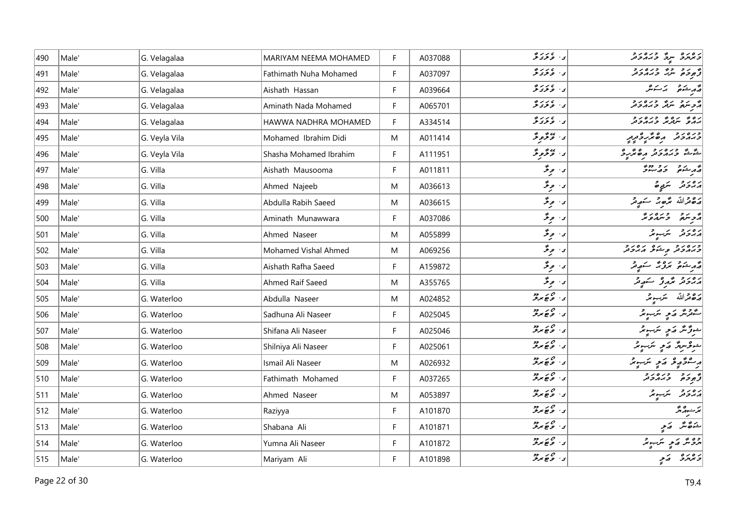| 490 | Male' | G. Velagalaa | MARIYAM NEEMA MOHAMED | F | A037088 | ގ. ވެލަގަލާ | މަރިޔަމް ނީމާ މުހައްމަދު |
|---|---|---|---|---|---|---|---|
| 491 | Male' | G. Velagalaa | Fathimath Nuha Mohamed | F | A037097 | ގ. ވެލަގަލާ | ފާތިމަތު ނުހާ މުހައްމަދު |
| 492 | Male' | G. Velagalaa | Aishath Hassan | F | A039664 | ގ. ވެލަގަލާ | އާއިޝަތު ހަސަން |
| 493 | Male' | G. Velagalaa | Aminath Nada Mohamed | F | A065701 | ގ. ވެލަގަލާ | އާމިނަތު ނަދާ މުހައްމަދު |
| 494 | Male' | G. Velagalaa | HAWWA NADHRA MOHAMED | F | A334514 | ގ. ވެލަގަލާ | ހައްވާ ނަދްރާ މުހައްމަދު |
| 495 | Male' | G. Veyla Vila | Mohamed Ibrahim Didi | M | A011414 | ގ. ވޭލާވިލާ | މުހައްމަދު އިބްރާހީމްދީދީ |
| 496 | Male' | G. Veyla Vila | Shasha Mohamed Ibrahim | F | A111951 | ގ. ވޭލާވިލާ | ޝާޝާ މުހައްމަދު އިބްރާހީމް |
| 497 | Male' | G. Villa | Aishath Mausooma | F | A011811 | ގ. ވިލާ | އާއިޝަތު މައުސޫމާ |
| 498 | Male' | G. Villa | Ahmed Najeeb | M | A036613 | ގ. ވިލާ | އަހްމަދު ނަޖީބު |
| 499 | Male' | G. Villa | Abdulla Rabih Saeed | M | A036615 | ގ. ވިލާ | އަބްދުﷲ ރާބިހް ސައީދު |
| 500 | Male' | G. Villa | Aminath Munawwara | F | A037086 | ގ. ވިލާ | އާމިނަތު މުނައްވަރާ |
| 501 | Male' | G. Villa | Ahmed Naseer | M | A055899 | ގ. ވިލާ | އަހްމަދު ނަސީރު |
| 502 | Male' | G. Villa | Mohamed Vishal Ahmed | M | A069256 | ގ. ވިލާ | މުހައްމަދު ވިޝަލް އަހްމަދު |
| 503 | Male' | G. Villa | Aishath Rafha Saeed | F | A159872 | ގ. ވިލާ | އާއިޝަތު ރަފްހާ ސައީދު |
| 504 | Male' | G. Villa | Ahmed Raif Saeed | M | A355765 | ގ. ވިލާ | އަހްމަދު ރާއިފް ސައީދު |
| 505 | Male' | G. Waterloo | Abdulla Naseer | M | A024852 | ގ. ވޯޓަރލޫ | އަބްދުﷲ ނަސީރު |
| 506 | Male' | G. Waterloo | Sadhuna Ali Naseer | F | A025045 | ގ. ވޯޓަރލޫ | ސަދުނާ އަލި ނަސީރު |
| 507 | Male' | G. Waterloo | Shifana Ali Naseer | F | A025046 | ގ. ވޯޓަރލޫ | ޝިފާނާ އަލި ނަސީރު |
| 508 | Male' | G. Waterloo | Shilniya Ali Naseer | F | A025061 | ގ. ވޯޓަރލޫ | ޝިލްނިޔާ އަލި ނަސީރު |
| 509 | Male' | G. Waterloo | Ismail Ali Naseer | M | A026932 | ގ. ވޯޓަރލޫ | އިސްމާއިލް އަލި ނަސީރު |
| 510 | Male' | G. Waterloo | Fathimath Mohamed | F | A037265 | ގ. ވޯޓަރލޫ | ފާތިމަތު މުހައްމަދު |
| 511 | Male' | G. Waterloo | Ahmed Naseer | M | A053897 | ގ. ވޯޓަރލޫ | އަހްމަދު ނަސީރު |
| 512 | Male' | G. Waterloo | Raziyya | F | A101870 | ގ. ވޯޓަރލޫ | ރަޒިއްޔާ |
| 513 | Male' | G. Waterloo | Shabana Ali | F | A101871 | ގ. ވޯޓަރލޫ | ޝަބާނާ އަލި |
| 514 | Male' | G. Waterloo | Yumna Ali Naseer | F | A101872 | ގ. ވޯޓަރލޫ | ޔުމްނާ އަލި ނަސީރު |
| 515 | Male' | G. Waterloo | Mariyam Ali | F | A101898 | ގ. ވޯޓަރލޫ | މަރިޔަމް އަލި |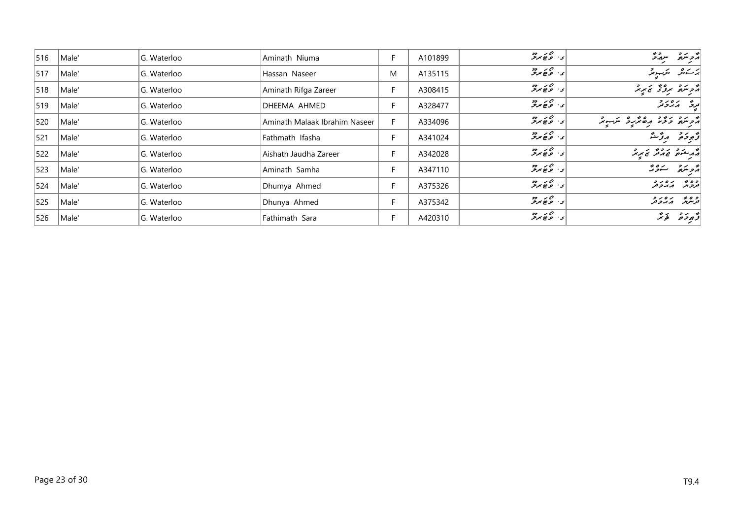| 516 | Male' | G. Waterloo | Aminath Niuma | F | A101899 | ގ. ވޯޓަރލޫ | އާމިނަތު ނިއުމާ |
|---|---|---|---|---|---|---|---|
| 517 | Male' | G. Waterloo | Hassan Naseer | M | A135115 | ގ. ވޯޓަރލޫ | ހަސަން ނަސީރު |
| 518 | Male' | G. Waterloo | Aminath Rifga Zareer | F | A308415 | ގ. ވޯޓަރލޫ | އާމިނަތު ރިފްގާ ޒަރީރު |
| 519 | Male' | G. Waterloo | DHEEMA AHMED | F | A328477 | ގ. ވޯޓަރލޫ | ދީމާ އަޙްމަދު |
| 520 | Male' | G. Waterloo | Aminath Malaak Ibrahim Naseer | F | A334096 | ގ. ވޯޓަރލޫ | އާމިނަތު މަލާކު އިބްރާހީމް ނަސީރު |
| 521 | Male' | G. Waterloo | Fathmath Ifasha | F | A341024 | ގ. ވޯޓަރލޫ | ފާތިމަތު އިފާޝާ |
| 522 | Male' | G. Waterloo | Aishath Jaudha Zareer | F | A342028 | ގ. ވޯޓަރލޫ | އާއިޝަތު ޖައުދާ ޒަރީރު |
| 523 | Male' | G. Waterloo | Aminath Samha | F | A347110 | ގ. ވޯޓަރލޫ | އާމިނަތު ސަމްހާ |
| 524 | Male' | G. Waterloo | Dhumya Ahmed | F | A375326 | ގ. ވޯޓަރލޫ | ދުމްޔާ އަޙްމަދު |
| 525 | Male' | G. Waterloo | Dhunya Ahmed | F | A375342 | ގ. ވޯޓަރލޫ | ދުންޔާ އަޙްމަދު |
| 526 | Male' | G. Waterloo | Fathimath Sara | F | A420310 | ގ. ވޯޓަރލޫ | ފާތިމަތު ޡަރާ |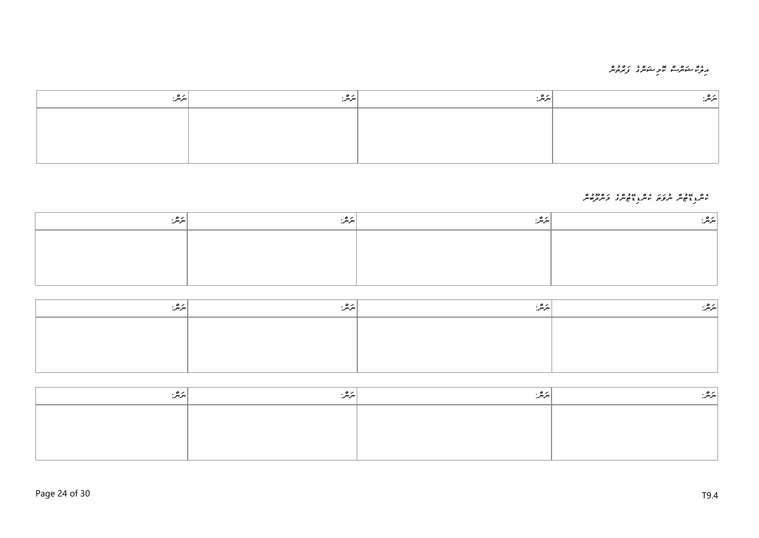## އިވެންޓަންސް ކާޑިސަންގެ ފޯމްތައް

| ނަންބަރ: | ނަންބަރ: | ނަންބަރ: | ނަންބަރ: |
|---|---|---|---|
| | | | |

## ކޮންޑިޝަން ނުވަތަ ކޮންޑިޝަންގެ މަސްއޫލިއްޔަތު

| ނަންބަރ: | ނަންބަރ: | ނަންބަރ: | ނަންބަރ: |
|---|---|---|---|
| | | | |

| ނަންބަރ: | ނަންބަރ: | ނަންބަރ: | ނަންބަރ: |
|---|---|---|---|
| | | | |

| ނަންބަރ: | ނަންބަރ: | ނަންބަރ: | ނަންބަރ: |
|---|---|---|---|
| | | | |

T9.4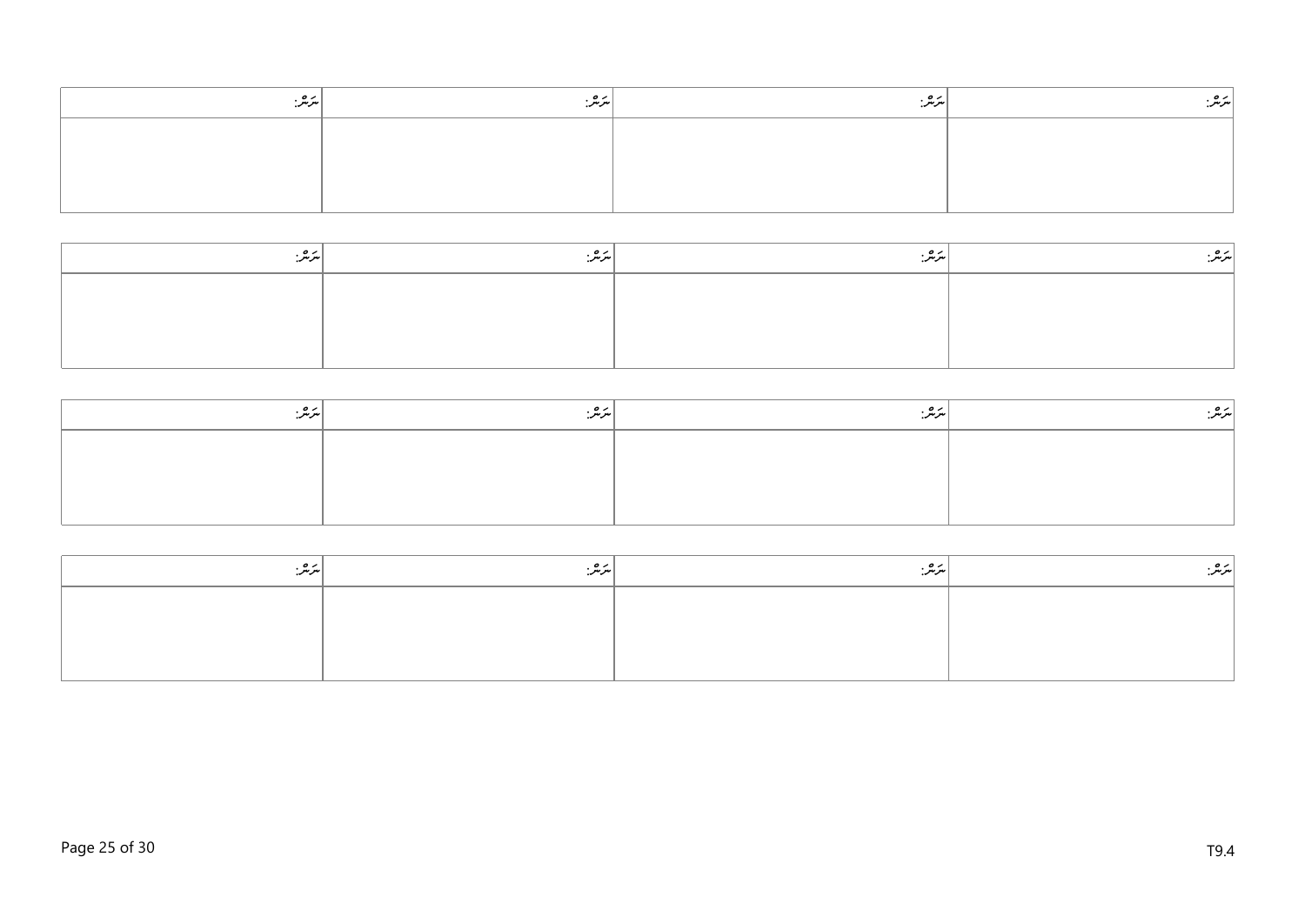| ނަރަށް: | ނަރަށް: | ނަރަށް: | ނަރަށް: |
| --- | --- | --- | --- |
| | | | |

| ނަރަށް: | ނަރަށް: | ނަރަށް: | ނަރަށް: |
| --- | --- | --- | --- |
| | | | |

| ނަރަށް: | ނަރަށް: | ނަރަށް: | ނަރަށް: |
| --- | --- | --- | --- |
| | | | |

| ނަރަށް: | ނަރަށް: | ނަރަށް: | ނަރަށް: |
| --- | --- | --- | --- |
| | | | |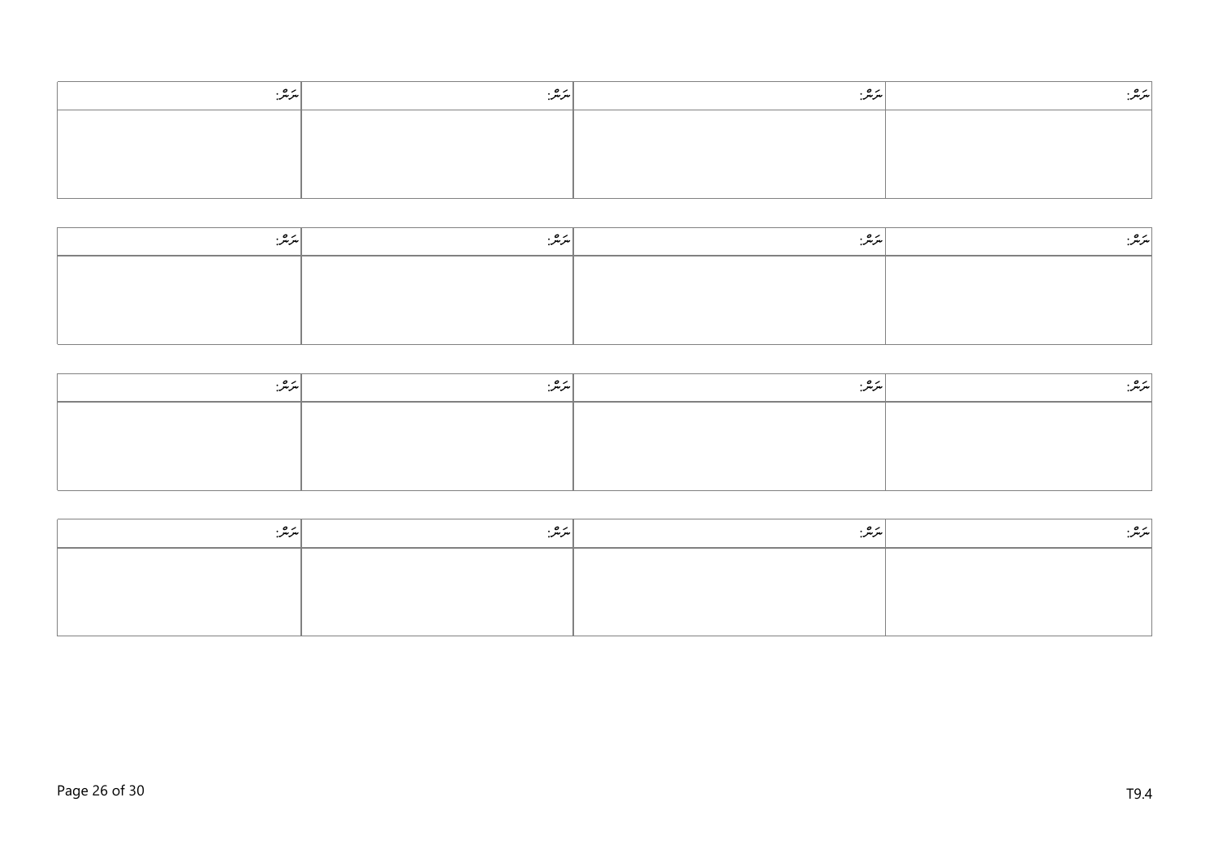| ނަންބަރު: | ނަންބަރު: | ނަންބަރު: | ނަންބަރު: |
| --- | --- | --- | --- |
| | | | |

| ނަންބަރު: | ނަންބަރު: | ނަންބަރު: | ނަންބަރު: |
| --- | --- | --- | --- |
| | | | |

| ނަންބަރު: | ނަންބަރު: | ނަންބަރު: | ނަންބަރު: |
| --- | --- | --- | --- |
| | | | |

| ނަންބަރު: | ނަންބަރު: | ނަންބަރު: | ނަންބަރު: |
| --- | --- | --- | --- |
| | | | |

T9.4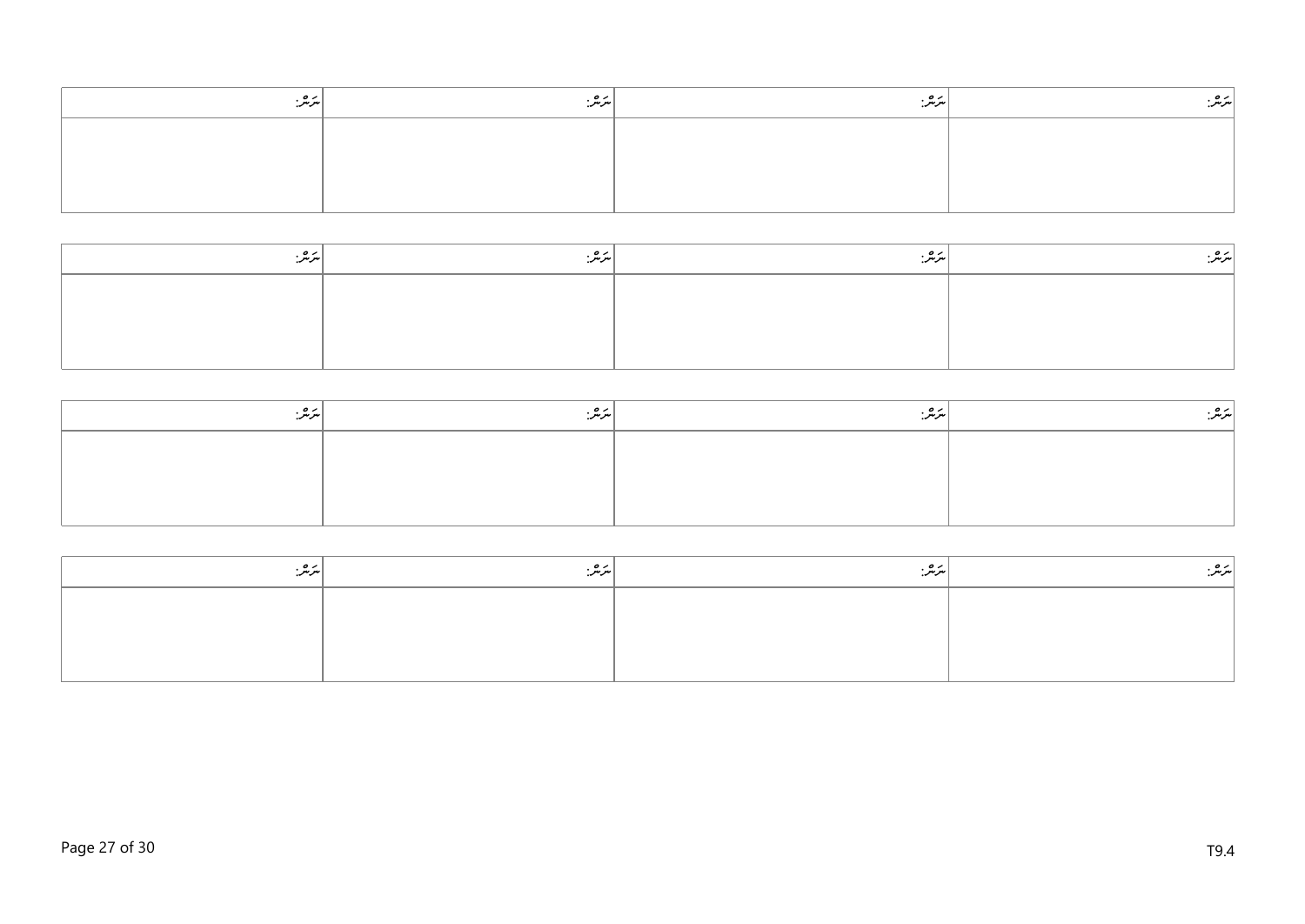| ނަރުދ: | ނަރުދ: | ނަރުދ: | ނަރުދ: |
| --- | --- | --- | --- |
| | | | |

| ނަރުދ: | ނަރުދ: | ނަރުދ: | ނަރުދ: |
| --- | --- | --- | --- |
| | | | |

| ނަރުދ: | ނަރުދ: | ނަރުދ: | ނަރުދ: |
| --- | --- | --- | --- |
| | | | |

| ނަރުދ: | ނަރުދ: | ނަރުދ: | ނަރުދ: |
| --- | --- | --- | --- |
| | | | |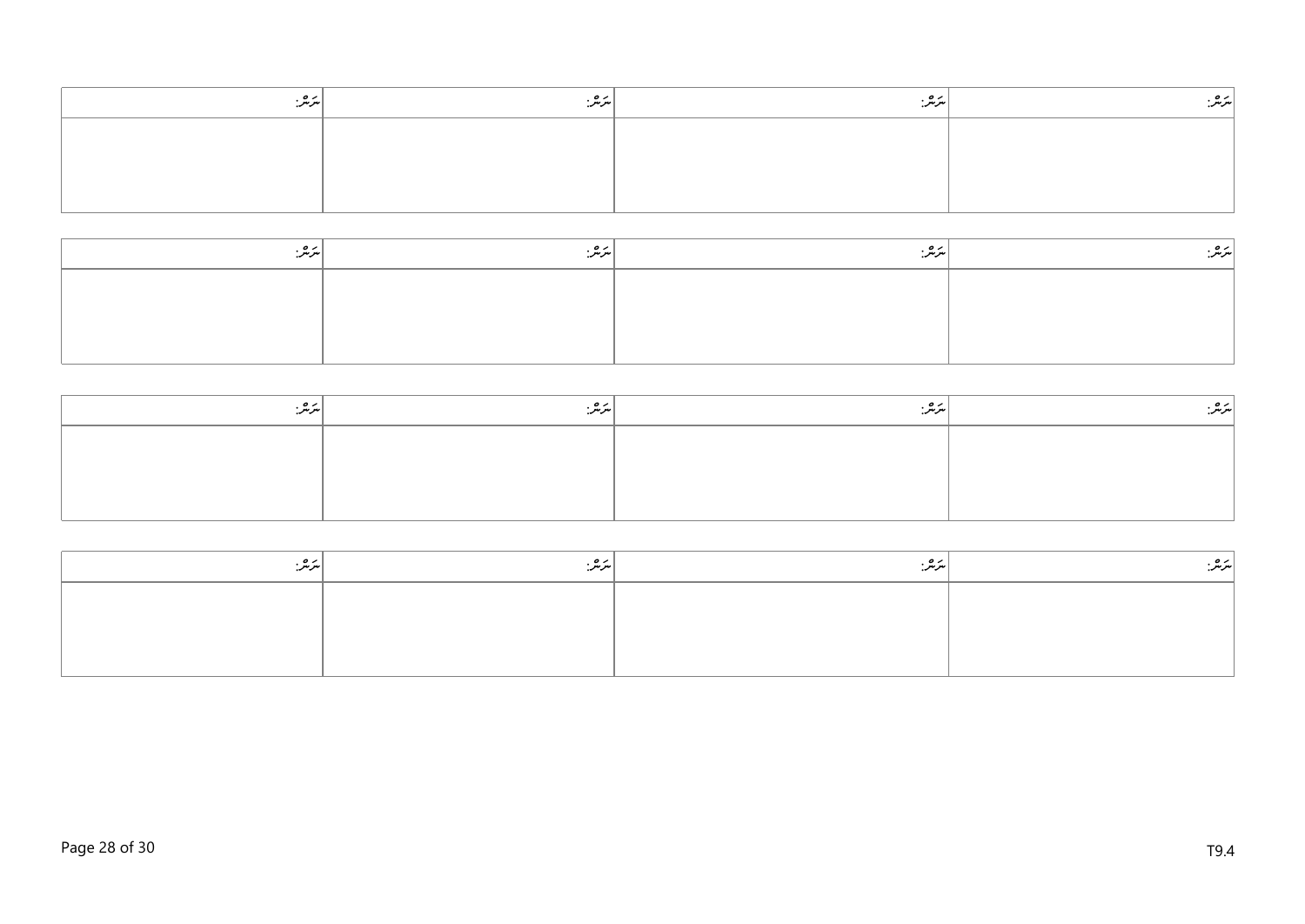| ނަންބަރު: | ނަންބަރު: | ނަންބަރު: | ނަންބަރު: |
| --- | --- | --- | --- |
| | | | |

| ނަންބަރު: | ނަންބަރު: | ނަންބަރު: | ނަންބަރު: |
| --- | --- | --- | --- |
| | | | |

| ނަންބަރު: | ނަންބަރު: | ނަންބަރު: | ނަންބަރު: |
| --- | --- | --- | --- |
| | | | |

| ނަންބަރު: | ނަންބަރު: | ނަންބަރު: | ނަންބަރު: |
| --- | --- | --- | --- |
| | | | |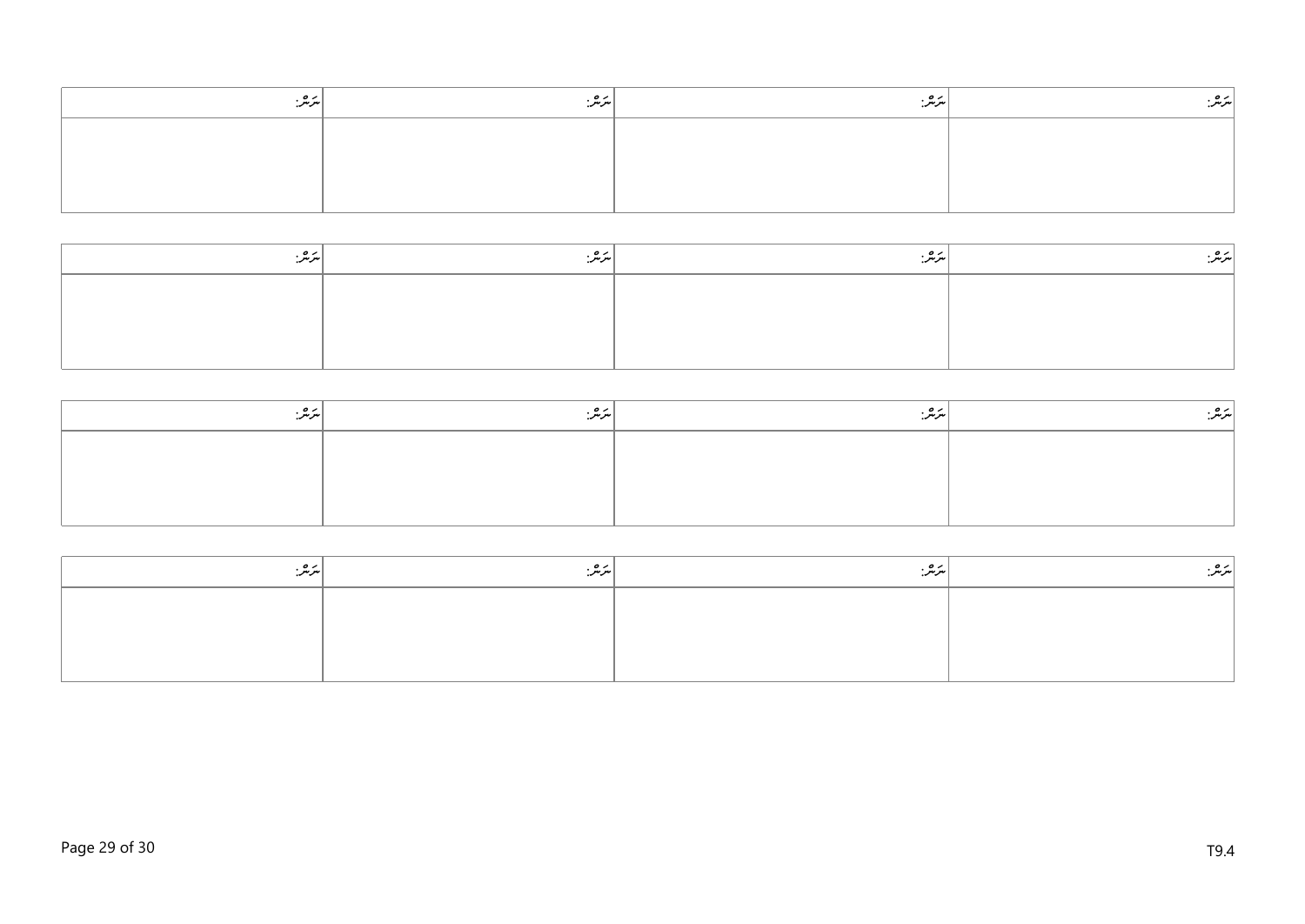| ނަންބަރ: | ނަންބަރ: | ނަންބަރ: | ނަންބަރ: |
|---|---|---|---|
| | | | |

| ނަންބަރ: | ނަންބަރ: | ނަންބަރ: | ނަންބަރ: |
|---|---|---|---|
| | | | |

| ނަންބަރ: | ނަންބަރ: | ނަންބަރ: | ނަންބަރ: |
|---|---|---|---|
| | | | |

| ނަންބަރ: | ނަންބަރ: | ނަންބަރ: | ނަންބަރ: |
|---|---|---|---|
| | | | |

T9.4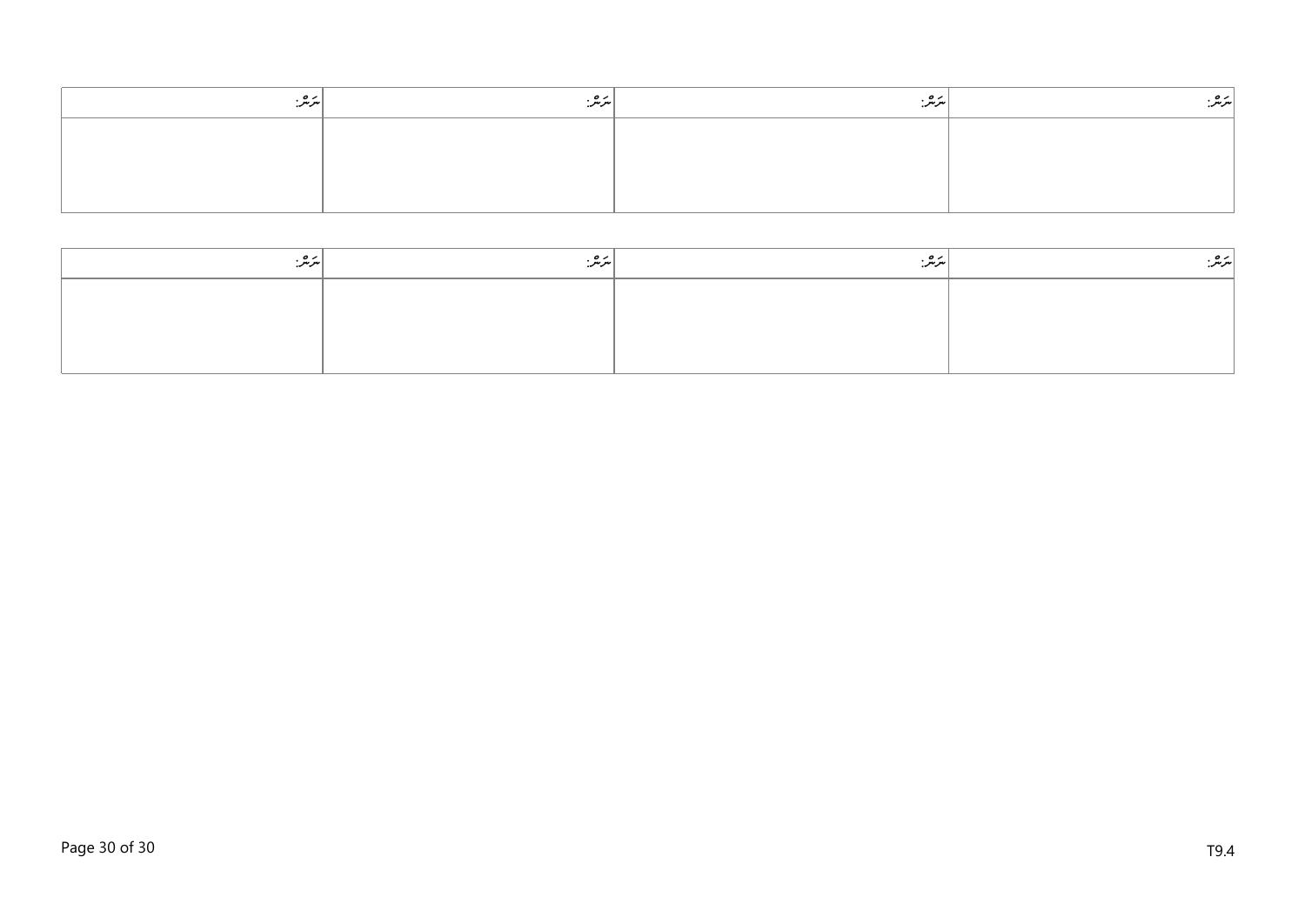| ىَرَسْ: | ىَرَسْ: | ىَرَسْ: | ىَرَسْ: |
| --- | --- | --- | --- |
| | | | |

| ىَرَسْ: | ىَرَسْ: | ىَرَسْ: | ىَرَسْ: |
| --- | --- | --- | --- |
| | | | |